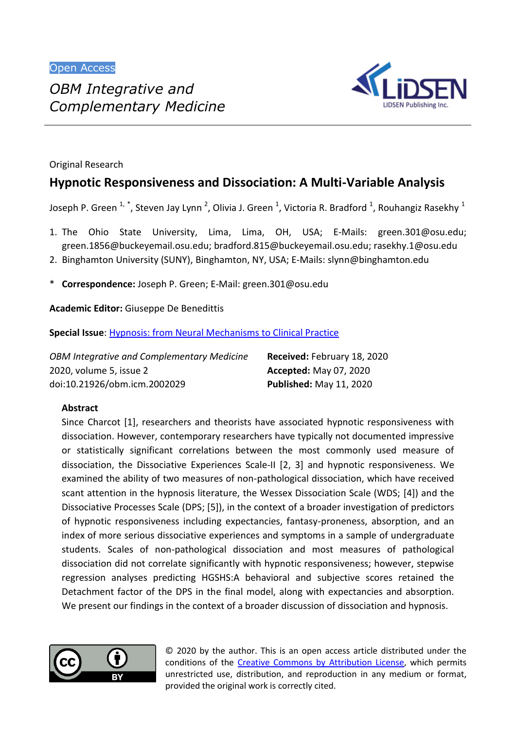Open Access

*OBM Integrative and Complementary Medicine*

Original Research

# Hypnotic Responsiveness and Dissociation: A Multi-Variable Analysis

Joseph P. Green [1, *], Steven Jay Lynn [2], Olivia J. Green [1], Victoria R. Bradford [1], Rouhangiz Rasekhy [1]

1. The Ohio State University, Lima, Lima, OH, USA; E-Mails: green.301@osu.edu; green.1856@buckeyemail.osu.edu; bradford.815@buckeyemail.osu.edu; rasekhy.1@osu.edu
2. Binghamton University (SUNY), Binghamton, NY, USA; E-Mails: slynn@binghamton.edu

\* **Correspondence:** Joseph P. Green; E-Mail: green.301@osu.edu

**Academic Editor:** Giuseppe De Benedittis

**Special Issue**: Hypnosis: from Neural Mechanisms to Clinical Practice

*OBM Integrative and Complementary Medicine*
2020, volume 5, issue 2
doi:10.21926/obm.icm.2002029

**Received:** February 18, 2020
**Accepted:** May 07, 2020
**Published:** May 11, 2020

## Abstract

Since Charcot [1], researchers and theorists have associated hypnotic responsiveness with dissociation. However, contemporary researchers have typically not documented impressive or statistically significant correlations between the most commonly used measure of dissociation, the Dissociative Experiences Scale-II [2, 3] and hypnotic responsiveness. We examined the ability of two measures of non-pathological dissociation, which have received scant attention in the hypnosis literature, the Wessex Dissociation Scale (WDS; [4]) and the Dissociative Processes Scale (DPS; [5]), in the context of a broader investigation of predictors of hypnotic responsiveness including expectancies, fantasy-proneness, absorption, and an index of more serious dissociative experiences and symptoms in a sample of undergraduate students. Scales of non-pathological dissociation and most measures of pathological dissociation did not correlate significantly with hypnotic responsiveness; however, stepwise regression analyses predicting HGSHS:A behavioral and subjective scores retained the Detachment factor of the DPS in the final model, along with expectancies and absorption. We present our findings in the context of a broader discussion of dissociation and hypnosis.

© 2020 by the author. This is an open access article distributed under the conditions of the Creative Commons by Attribution License, which permits unrestricted use, distribution, and reproduction in any medium or format, provided the original work is correctly cited.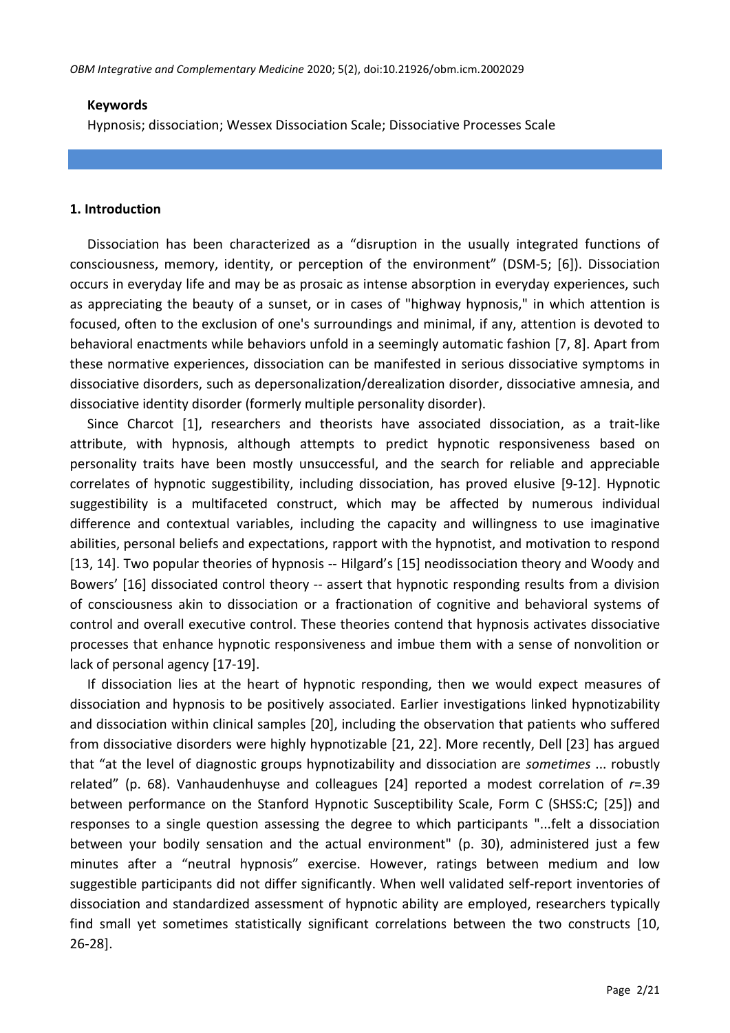**Keywords**

Hypnosis; dissociation; Wessex Dissociation Scale; Dissociative Processes Scale

## 1. Introduction

Dissociation has been characterized as a "disruption in the usually integrated functions of consciousness, memory, identity, or perception of the environment" (DSM-5; [6]). Dissociation occurs in everyday life and may be as prosaic as intense absorption in everyday experiences, such as appreciating the beauty of a sunset, or in cases of "highway hypnosis," in which attention is focused, often to the exclusion of one's surroundings and minimal, if any, attention is devoted to behavioral enactments while behaviors unfold in a seemingly automatic fashion [7, 8]. Apart from these normative experiences, dissociation can be manifested in serious dissociative symptoms in dissociative disorders, such as depersonalization/derealization disorder, dissociative amnesia, and dissociative identity disorder (formerly multiple personality disorder).

Since Charcot [1], researchers and theorists have associated dissociation, as a trait-like attribute, with hypnosis, although attempts to predict hypnotic responsiveness based on personality traits have been mostly unsuccessful, and the search for reliable and appreciable correlates of hypnotic suggestibility, including dissociation, has proved elusive [9-12]. Hypnotic suggestibility is a multifaceted construct, which may be affected by numerous individual difference and contextual variables, including the capacity and willingness to use imaginative abilities, personal beliefs and expectations, rapport with the hypnotist, and motivation to respond [13, 14]. Two popular theories of hypnosis -- Hilgard's [15] neodissociation theory and Woody and Bowers' [16] dissociated control theory -- assert that hypnotic responding results from a division of consciousness akin to dissociation or a fractionation of cognitive and behavioral systems of control and overall executive control. These theories contend that hypnosis activates dissociative processes that enhance hypnotic responsiveness and imbue them with a sense of nonvolition or lack of personal agency [17-19].

If dissociation lies at the heart of hypnotic responding, then we would expect measures of dissociation and hypnosis to be positively associated. Earlier investigations linked hypnotizability and dissociation within clinical samples [20], including the observation that patients who suffered from dissociative disorders were highly hypnotizable [21, 22]. More recently, Dell [23] has argued that "at the level of diagnostic groups hypnotizability and dissociation are *sometimes* ... robustly related" (p. 68). Vanhaudenhuyse and colleagues [24] reported a modest correlation of $r$=.39 between performance on the Stanford Hypnotic Susceptibility Scale, Form C (SHSS:C; [25]) and responses to a single question assessing the degree to which participants "...felt a dissociation between your bodily sensation and the actual environment" (p. 30), administered just a few minutes after a "neutral hypnosis" exercise. However, ratings between medium and low suggestible participants did not differ significantly. When well validated self-report inventories of dissociation and standardized assessment of hypnotic ability are employed, researchers typically find small yet sometimes statistically significant correlations between the two constructs [10, 26-28].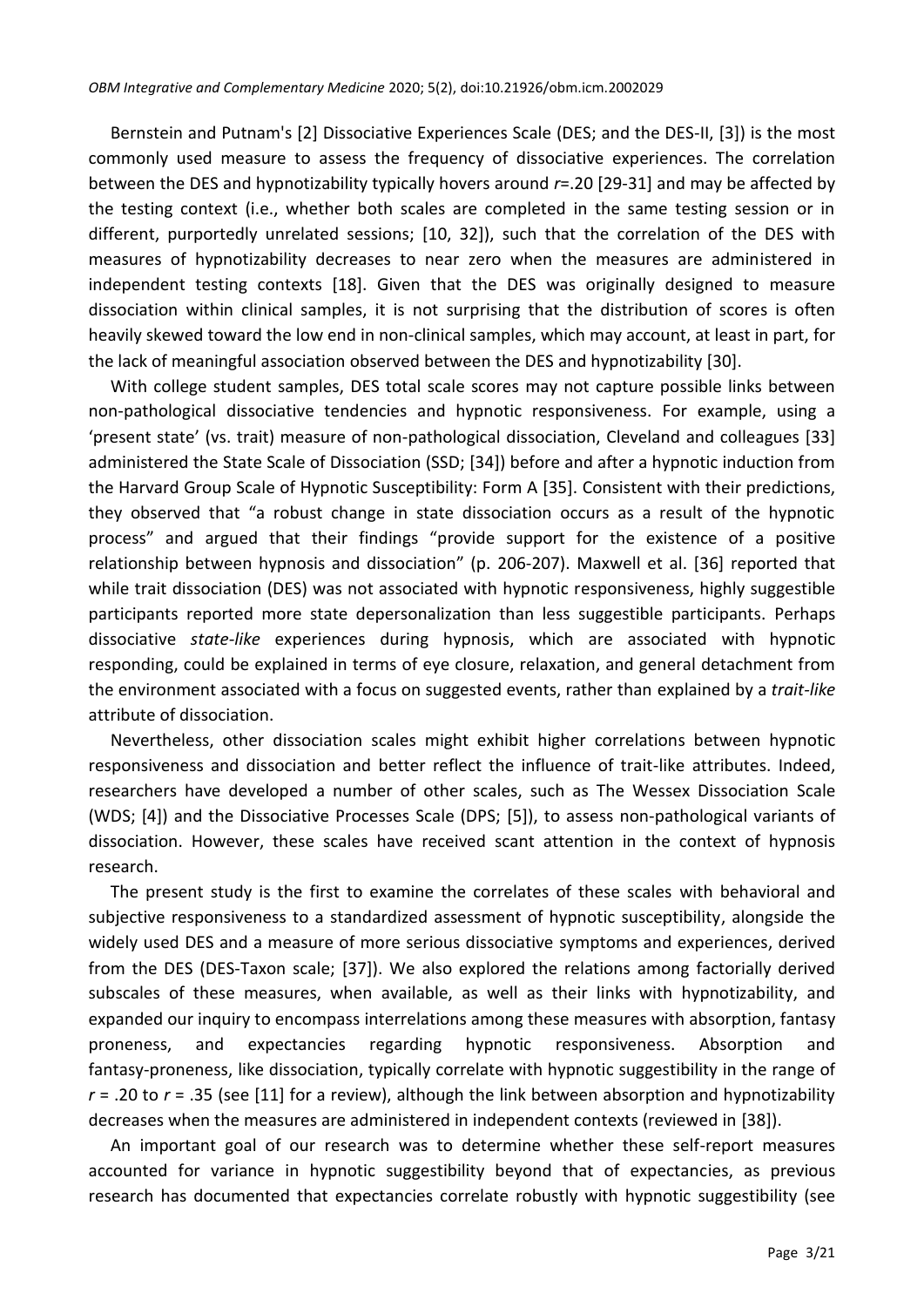Bernstein and Putnam's [2] Dissociative Experiences Scale (DES; and the DES-II, [3]) is the most commonly used measure to assess the frequency of dissociative experiences. The correlation between the DES and hypnotizability typically hovers around $r$=.20 [29-31] and may be affected by the testing context (i.e., whether both scales are completed in the same testing session or in different, purportedly unrelated sessions; [10, 32]), such that the correlation of the DES with measures of hypnotizability decreases to near zero when the measures are administered in independent testing contexts [18]. Given that the DES was originally designed to measure dissociation within clinical samples, it is not surprising that the distribution of scores is often heavily skewed toward the low end in non-clinical samples, which may account, at least in part, for the lack of meaningful association observed between the DES and hypnotizability [30].

With college student samples, DES total scale scores may not capture possible links between non-pathological dissociative tendencies and hypnotic responsiveness. For example, using a 'present state' (vs. trait) measure of non-pathological dissociation, Cleveland and colleagues [33] administered the State Scale of Dissociation (SSD; [34]) before and after a hypnotic induction from the Harvard Group Scale of Hypnotic Susceptibility: Form A [35]. Consistent with their predictions, they observed that "a robust change in state dissociation occurs as a result of the hypnotic process" and argued that their findings "provide support for the existence of a positive relationship between hypnosis and dissociation" (p. 206-207). Maxwell et al. [36] reported that while trait dissociation (DES) was not associated with hypnotic responsiveness, highly suggestible participants reported more state depersonalization than less suggestible participants. Perhaps dissociative *state-like* experiences during hypnosis, which are associated with hypnotic responding, could be explained in terms of eye closure, relaxation, and general detachment from the environment associated with a focus on suggested events, rather than explained by a *trait-like* attribute of dissociation.

Nevertheless, other dissociation scales might exhibit higher correlations between hypnotic responsiveness and dissociation and better reflect the influence of trait-like attributes. Indeed, researchers have developed a number of other scales, such as The Wessex Dissociation Scale (WDS; [4]) and the Dissociative Processes Scale (DPS; [5]), to assess non-pathological variants of dissociation. However, these scales have received scant attention in the context of hypnosis research.

The present study is the first to examine the correlates of these scales with behavioral and subjective responsiveness to a standardized assessment of hypnotic susceptibility, alongside the widely used DES and a measure of more serious dissociative symptoms and experiences, derived from the DES (DES-Taxon scale; [37]). We also explored the relations among factorially derived subscales of these measures, when available, as well as their links with hypnotizability, and expanded our inquiry to encompass interrelations among these measures with absorption, fantasy proneness, and expectancies regarding hypnotic responsiveness. Absorption and fantasy-proneness, like dissociation, typically correlate with hypnotic suggestibility in the range of $r$ = .20 to $r$ = .35 (see [11] for a review), although the link between absorption and hypnotizability decreases when the measures are administered in independent contexts (reviewed in [38]).

An important goal of our research was to determine whether these self-report measures accounted for variance in hypnotic suggestibility beyond that of expectancies, as previous research has documented that expectancies correlate robustly with hypnotic suggestibility (see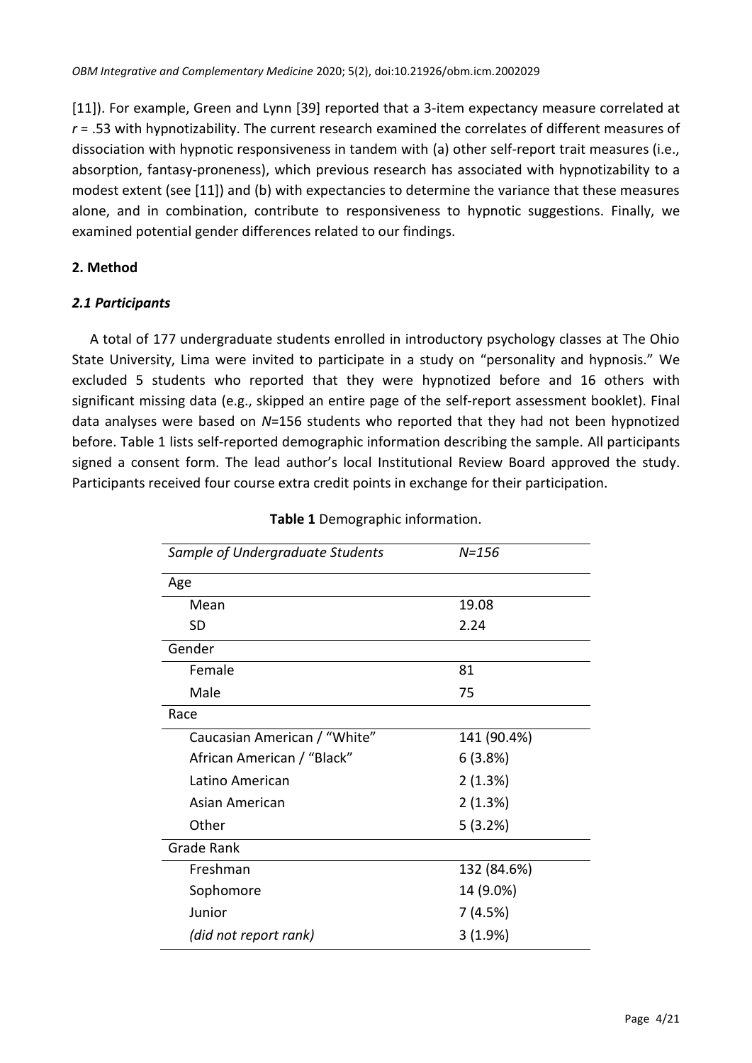[11]). For example, Green and Lynn [39] reported that a 3-item expectancy measure correlated at $r$ = .53 with hypnotizability. The current research examined the correlates of different measures of dissociation with hypnotic responsiveness in tandem with (a) other self-report trait measures (i.e., absorption, fantasy-proneness), which previous research has associated with hypnotizability to a modest extent (see [11]) and (b) with expectancies to determine the variance that these measures alone, and in combination, contribute to responsiveness to hypnotic suggestions. Finally, we examined potential gender differences related to our findings.

## 2. Method

### *2.1 Participants*

A total of 177 undergraduate students enrolled in introductory psychology classes at The Ohio State University, Lima were invited to participate in a study on "personality and hypnosis." We excluded 5 students who reported that they were hypnotized before and 16 others with significant missing data (e.g., skipped an entire page of the self-report assessment booklet). Final data analyses were based on $N$=156 students who reported that they had not been hypnotized before. Table 1 lists self-reported demographic information describing the sample. All participants signed a consent form. The lead author's local Institutional Review Board approved the study. Participants received four course extra credit points in exchange for their participation.

**Table 1** Demographic information.

| *Sample of Undergraduate Students* | *N=156* |
|---|---|
| Age | |
| Mean | 19.08 |
| SD | 2.24 |
| Gender | |
| Female | 81 |
| Male | 75 |
| Race | |
| Caucasian American / "White" | 141 (90.4%) |
| African American / "Black" | 6 (3.8%) |
| Latino American | 2 (1.3%) |
| Asian American | 2 (1.3%) |
| Other | 5 (3.2%) |
| Grade Rank | |
| Freshman | 132 (84.6%) |
| Sophomore | 14 (9.0%) |
| Junior | 7 (4.5%) |
| *(did not report rank)* | 3 (1.9%) |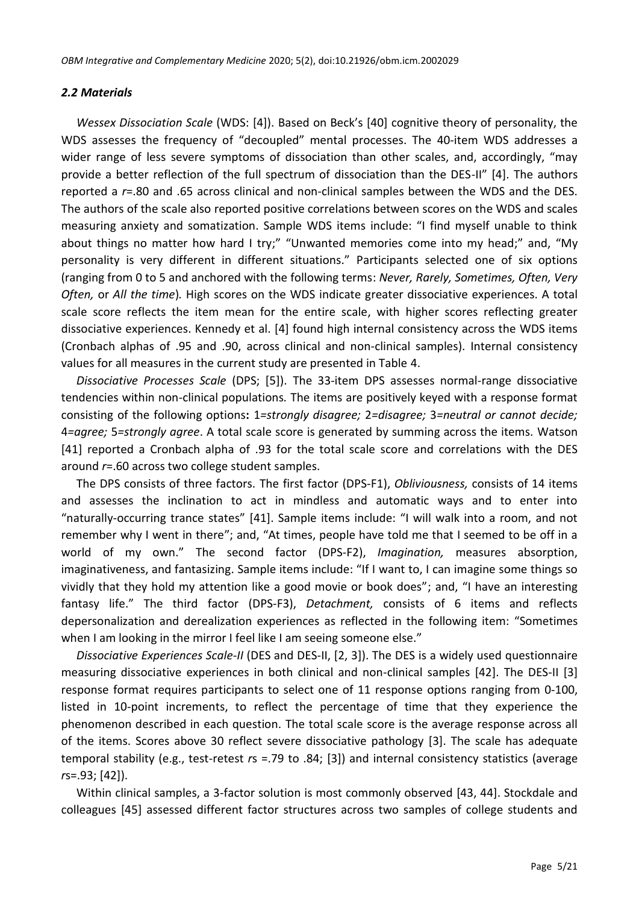### *2.2 Materials*

*Wessex Dissociation Scale* (WDS: [4]). Based on Beck's [40] cognitive theory of personality, the WDS assesses the frequency of "decoupled" mental processes. The 40-item WDS addresses a wider range of less severe symptoms of dissociation than other scales, and, accordingly, "may provide a better reflection of the full spectrum of dissociation than the DES-II" [4]. The authors reported a $r$=.80 and .65 across clinical and non-clinical samples between the WDS and the DES. The authors of the scale also reported positive correlations between scores on the WDS and scales measuring anxiety and somatization. Sample WDS items include: "I find myself unable to think about things no matter how hard I try;" "Unwanted memories come into my head;" and, "My personality is very different in different situations." Participants selected one of six options (ranging from 0 to 5 and anchored with the following terms: *Never, Rarely, Sometimes, Often, Very Often,* or *All the time*)*.* High scores on the WDS indicate greater dissociative experiences. A total scale score reflects the item mean for the entire scale, with higher scores reflecting greater dissociative experiences. Kennedy et al. [4] found high internal consistency across the WDS items (Cronbach alphas of .95 and .90, across clinical and non-clinical samples). Internal consistency values for all measures in the current study are presented in Table 4.

*Dissociative Processes Scale* (DPS; [5]). The 33-item DPS assesses normal-range dissociative tendencies within non-clinical populations. The items are positively keyed with a response format consisting of the following options**:** 1=*strongly disagree;* 2=*disagree;* 3=*neutral or cannot decide;* 4=*agree;* 5=*strongly agree*. A total scale score is generated by summing across the items. Watson [41] reported a Cronbach alpha of .93 for the total scale score and correlations with the DES around $r$=.60 across two college student samples.

The DPS consists of three factors. The first factor (DPS-F1), *Obliviousness,* consists of 14 items and assesses the inclination to act in mindless and automatic ways and to enter into "naturally-occurring trance states" [41]. Sample items include: "I will walk into a room, and not remember why I went in there"; and, "At times, people have told me that I seemed to be off in a world of my own." The second factor (DPS-F2), *Imagination,* measures absorption, imaginativeness, and fantasizing. Sample items include: "If I want to, I can imagine some things so vividly that they hold my attention like a good movie or book does"; and, "I have an interesting fantasy life." The third factor (DPS-F3), *Detachment,* consists of 6 items and reflects depersonalization and derealization experiences as reflected in the following item: "Sometimes when I am looking in the mirror I feel like I am seeing someone else."

*Dissociative Experiences Scale-II* (DES and DES-II, [2, 3]). The DES is a widely used questionnaire measuring dissociative experiences in both clinical and non-clinical samples [42]. The DES-II [3] response format requires participants to select one of 11 response options ranging from 0-100, listed in 10-point increments, to reflect the percentage of time that they experience the phenomenon described in each question. The total scale score is the average response across all of the items. Scores above 30 reflect severe dissociative pathology [3]. The scale has adequate temporal stability (e.g., test-retest $r$s =.79 to .84; [3]) and internal consistency statistics (average $r$s=.93; [42]).

Within clinical samples, a 3-factor solution is most commonly observed [43, 44]. Stockdale and colleagues [45] assessed different factor structures across two samples of college students and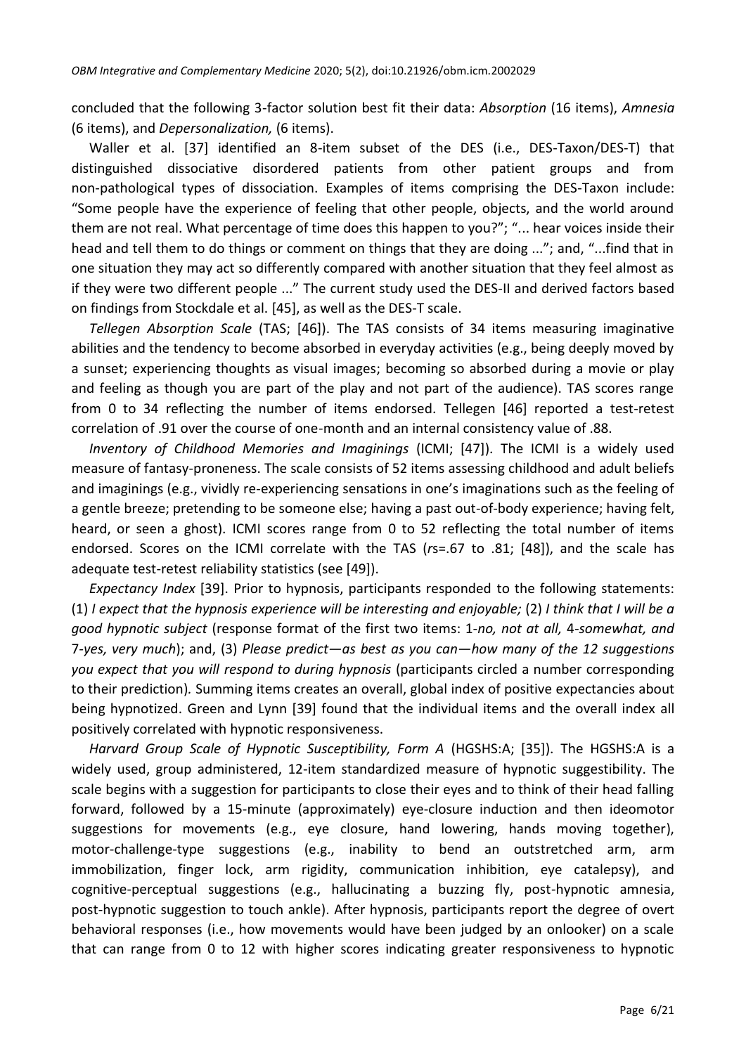concluded that the following 3-factor solution best fit their data: *Absorption* (16 items), *Amnesia* (6 items), and *Depersonalization,* (6 items).

Waller et al. [37] identified an 8-item subset of the DES (i.e., DES-Taxon/DES-T) that distinguished dissociative disordered patients from other patient groups and from non-pathological types of dissociation. Examples of items comprising the DES-Taxon include: "Some people have the experience of feeling that other people, objects, and the world around them are not real. What percentage of time does this happen to you?"; "... hear voices inside their head and tell them to do things or comment on things that they are doing ..."; and, "...find that in one situation they may act so differently compared with another situation that they feel almost as if they were two different people ..." The current study used the DES-II and derived factors based on findings from Stockdale et al. [45], as well as the DES-T scale.

*Tellegen Absorption Scale* (TAS; [46]). The TAS consists of 34 items measuring imaginative abilities and the tendency to become absorbed in everyday activities (e.g., being deeply moved by a sunset; experiencing thoughts as visual images; becoming so absorbed during a movie or play and feeling as though you are part of the play and not part of the audience). TAS scores range from 0 to 34 reflecting the number of items endorsed. Tellegen [46] reported a test-retest correlation of .91 over the course of one-month and an internal consistency value of .88.

*Inventory of Childhood Memories and Imaginings* (ICMI; [47]). The ICMI is a widely used measure of fantasy-proneness. The scale consists of 52 items assessing childhood and adult beliefs and imaginings (e.g., vividly re-experiencing sensations in one's imaginations such as the feeling of a gentle breeze; pretending to be someone else; having a past out-of-body experience; having felt, heard, or seen a ghost). ICMI scores range from 0 to 52 reflecting the total number of items endorsed. Scores on the ICMI correlate with the TAS (*r*s=.67 to .81; [48]), and the scale has adequate test-retest reliability statistics (see [49]).

*Expectancy Index* [39]. Prior to hypnosis, participants responded to the following statements: (1) *I expect that the hypnosis experience will be interesting and enjoyable;* (2) *I think that I will be a good hypnotic subject* (response format of the first two items: 1-*no, not at all,* 4-*somewhat, and* 7-*yes, very much*); and, (3) *Please predict—as best as you can—how many of the 12 suggestions you expect that you will respond to during hypnosis* (participants circled a number corresponding to their prediction)*.* Summing items creates an overall, global index of positive expectancies about being hypnotized. Green and Lynn [39] found that the individual items and the overall index all positively correlated with hypnotic responsiveness.

*Harvard Group Scale of Hypnotic Susceptibility, Form A* (HGSHS:A; [35]). The HGSHS:A is a widely used, group administered, 12-item standardized measure of hypnotic suggestibility. The scale begins with a suggestion for participants to close their eyes and to think of their head falling forward, followed by a 15-minute (approximately) eye-closure induction and then ideomotor suggestions for movements (e.g., eye closure, hand lowering, hands moving together), motor-challenge-type suggestions (e.g., inability to bend an outstretched arm, arm immobilization, finger lock, arm rigidity, communication inhibition, eye catalepsy), and cognitive-perceptual suggestions (e.g., hallucinating a buzzing fly, post-hypnotic amnesia, post-hypnotic suggestion to touch ankle). After hypnosis, participants report the degree of overt behavioral responses (i.e., how movements would have been judged by an onlooker) on a scale that can range from 0 to 12 with higher scores indicating greater responsiveness to hypnotic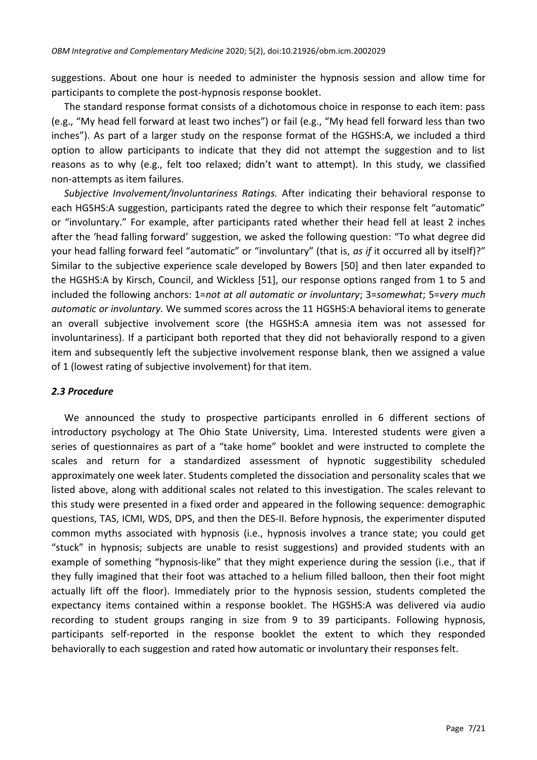suggestions. About one hour is needed to administer the hypnosis session and allow time for participants to complete the post-hypnosis response booklet.

The standard response format consists of a dichotomous choice in response to each item: pass (e.g., "My head fell forward at least two inches") or fail (e.g., "My head fell forward less than two inches"). As part of a larger study on the response format of the HGSHS:A, we included a third option to allow participants to indicate that they did not attempt the suggestion and to list reasons as to why (e.g., felt too relaxed; didn't want to attempt). In this study, we classified non-attempts as item failures.

*Subjective Involvement/Involuntariness Ratings.* After indicating their behavioral response to each HGSHS:A suggestion, participants rated the degree to which their response felt "automatic" or "involuntary." For example, after participants rated whether their head fell at least 2 inches after the 'head falling forward' suggestion, we asked the following question: "To what degree did your head falling forward feel "automatic" or "involuntary" (that is, *as if* it occurred all by itself)?" Similar to the subjective experience scale developed by Bowers [50] and then later expanded to the HGSHS:A by Kirsch, Council, and Wickless [51], our response options ranged from 1 to 5 and included the following anchors: 1=*not at all automatic or involuntary*; 3=*somewhat*; 5=*very much automatic or involuntary.* We summed scores across the 11 HGSHS:A behavioral items to generate an overall subjective involvement score (the HGSHS:A amnesia item was not assessed for involuntariness). If a participant both reported that they did not behaviorally respond to a given item and subsequently left the subjective involvement response blank, then we assigned a value of 1 (lowest rating of subjective involvement) for that item.

### *2.3 Procedure*

We announced the study to prospective participants enrolled in 6 different sections of introductory psychology at The Ohio State University, Lima. Interested students were given a series of questionnaires as part of a "take home" booklet and were instructed to complete the scales and return for a standardized assessment of hypnotic suggestibility scheduled approximately one week later. Students completed the dissociation and personality scales that we listed above, along with additional scales not related to this investigation. The scales relevant to this study were presented in a fixed order and appeared in the following sequence: demographic questions, TAS, ICMI, WDS, DPS, and then the DES-II. Before hypnosis, the experimenter disputed common myths associated with hypnosis (i.e., hypnosis involves a trance state; you could get "stuck" in hypnosis; subjects are unable to resist suggestions) and provided students with an example of something "hypnosis-like" that they might experience during the session (i.e., that if they fully imagined that their foot was attached to a helium filled balloon, then their foot might actually lift off the floor). Immediately prior to the hypnosis session, students completed the expectancy items contained within a response booklet. The HGSHS:A was delivered via audio recording to student groups ranging in size from 9 to 39 participants. Following hypnosis, participants self-reported in the response booklet the extent to which they responded behaviorally to each suggestion and rated how automatic or involuntary their responses felt.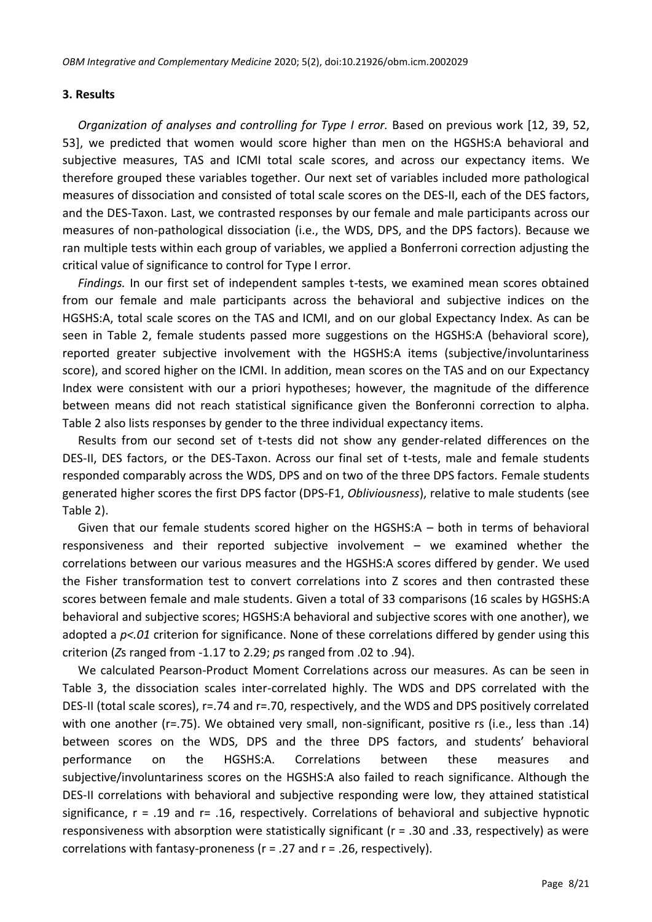## 3. Results

*Organization of analyses and controlling for Type I error.* Based on previous work [12, 39, 52, 53], we predicted that women would score higher than men on the HGSHS:A behavioral and subjective measures, TAS and ICMI total scale scores, and across our expectancy items. We therefore grouped these variables together. Our next set of variables included more pathological measures of dissociation and consisted of total scale scores on the DES-II, each of the DES factors, and the DES-Taxon. Last, we contrasted responses by our female and male participants across our measures of non-pathological dissociation (i.e., the WDS, DPS, and the DPS factors). Because we ran multiple tests within each group of variables, we applied a Bonferroni correction adjusting the critical value of significance to control for Type I error.

*Findings.* In our first set of independent samples t-tests, we examined mean scores obtained from our female and male participants across the behavioral and subjective indices on the HGSHS:A, total scale scores on the TAS and ICMI, and on our global Expectancy Index. As can be seen in Table 2, female students passed more suggestions on the HGSHS:A (behavioral score), reported greater subjective involvement with the HGSHS:A items (subjective/involuntariness score), and scored higher on the ICMI. In addition, mean scores on the TAS and on our Expectancy Index were consistent with our a priori hypotheses; however, the magnitude of the difference between means did not reach statistical significance given the Bonferonni correction to alpha. Table 2 also lists responses by gender to the three individual expectancy items.

Results from our second set of t-tests did not show any gender-related differences on the DES-II, DES factors, or the DES-Taxon. Across our final set of t-tests, male and female students responded comparably across the WDS, DPS and on two of the three DPS factors. Female students generated higher scores the first DPS factor (DPS-F1, *Obliviousness*), relative to male students (see Table 2).

Given that our female students scored higher on the HGSHS:A – both in terms of behavioral responsiveness and their reported subjective involvement – we examined whether the correlations between our various measures and the HGSHS:A scores differed by gender. We used the Fisher transformation test to convert correlations into Z scores and then contrasted these scores between female and male students. Given a total of 33 comparisons (16 scales by HGSHS:A behavioral and subjective scores; HGSHS:A behavioral and subjective scores with one another), we adopted a $p<.01$ criterion for significance. None of these correlations differed by gender using this criterion (*Z*s ranged from -1.17 to 2.29; *p*s ranged from .02 to .94).

We calculated Pearson-Product Moment Correlations across our measures. As can be seen in Table 3, the dissociation scales inter-correlated highly. The WDS and DPS correlated with the DES-II (total scale scores), r=.74 and r=.70, respectively, and the WDS and DPS positively correlated with one another (r=.75). We obtained very small, non-significant, positive rs (i.e., less than .14) between scores on the WDS, DPS and the three DPS factors, and students' behavioral performance on the HGSHS:A. Correlations between these measures and subjective/involuntariness scores on the HGSHS:A also failed to reach significance. Although the DES-II correlations with behavioral and subjective responding were low, they attained statistical significance, r = .19 and r= .16, respectively. Correlations of behavioral and subjective hypnotic responsiveness with absorption were statistically significant (r = .30 and .33, respectively) as were correlations with fantasy-proneness (r = .27 and r = .26, respectively).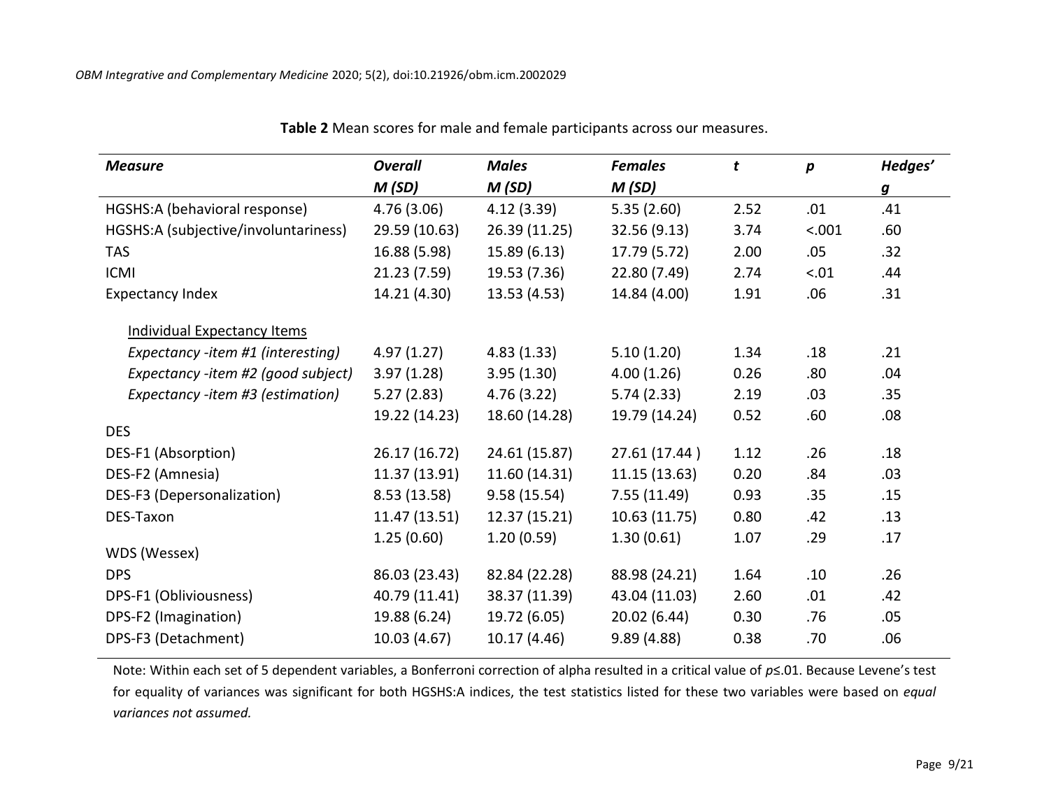**Table 2** Mean scores for male and female participants across our measures.

| *Measure* | *Overall M (SD)* | *Males M (SD)* | *Females M (SD)* | *t* | *p* | *Hedges' g* |
|---|---|---|---|---|---|---|
| HGSHS:A (behavioral response) | 4.76 (3.06) | 4.12 (3.39) | 5.35 (2.60) | 2.52 | .01 | .41 |
| HGSHS:A (subjective/involuntariness) | 29.59 (10.63) | 26.39 (11.25) | 32.56 (9.13) | 3.74 | <.001 | .60 |
| TAS | 16.88 (5.98) | 15.89 (6.13) | 17.79 (5.72) | 2.00 | .05 | .32 |
| ICMI | 21.23 (7.59) | 19.53 (7.36) | 22.80 (7.49) | 2.74 | <.01 | .44 |
| Expectancy Index | 14.21 (4.30) | 13.53 (4.53) | 14.84 (4.00) | 1.91 | .06 | .31 |
| Individual Expectancy Items | | | | | | |
| *Expectancy -item #1 (interesting)* | 4.97 (1.27) | 4.83 (1.33) | 5.10 (1.20) | 1.34 | .18 | .21 |
| *Expectancy -item #2 (good subject)* | 3.97 (1.28) | 3.95 (1.30) | 4.00 (1.26) | 0.26 | .80 | .04 |
| *Expectancy -item #3 (estimation)* | 5.27 (2.83) | 4.76 (3.22) | 5.74 (2.33) | 2.19 | .03 | .35 |
| DES | 19.22 (14.23) | 18.60 (14.28) | 19.79 (14.24) | 0.52 | .60 | .08 |
| DES-F1 (Absorption) | 26.17 (16.72) | 24.61 (15.87) | 27.61 (17.44 ) | 1.12 | .26 | .18 |
| DES-F2 (Amnesia) | 11.37 (13.91) | 11.60 (14.31) | 11.15 (13.63) | 0.20 | .84 | .03 |
| DES-F3 (Depersonalization) | 8.53 (13.58) | 9.58 (15.54) | 7.55 (11.49) | 0.93 | .35 | .15 |
| DES-Taxon | 11.47 (13.51) | 12.37 (15.21) | 10.63 (11.75) | 0.80 | .42 | .13 |
| WDS (Wessex) | 1.25 (0.60) | 1.20 (0.59) | 1.30 (0.61) | 1.07 | .29 | .17 |
| DPS | 86.03 (23.43) | 82.84 (22.28) | 88.98 (24.21) | 1.64 | .10 | .26 |
| DPS-F1 (Obliviousness) | 40.79 (11.41) | 38.37 (11.39) | 43.04 (11.03) | 2.60 | .01 | .42 |
| DPS-F2 (Imagination) | 19.88 (6.24) | 19.72 (6.05) | 20.02 (6.44) | 0.30 | .76 | .05 |
| DPS-F3 (Detachment) | 10.03 (4.67) | 10.17 (4.46) | 9.89 (4.88) | 0.38 | .70 | .06 |

Note: Within each set of 5 dependent variables, a Bonferroni correction of alpha resulted in a critical value of $p \leq .01$. Because Levene's test for equality of variances was significant for both HGSHS:A indices, the test statistics listed for these two variables were based on *equal variances not assumed.*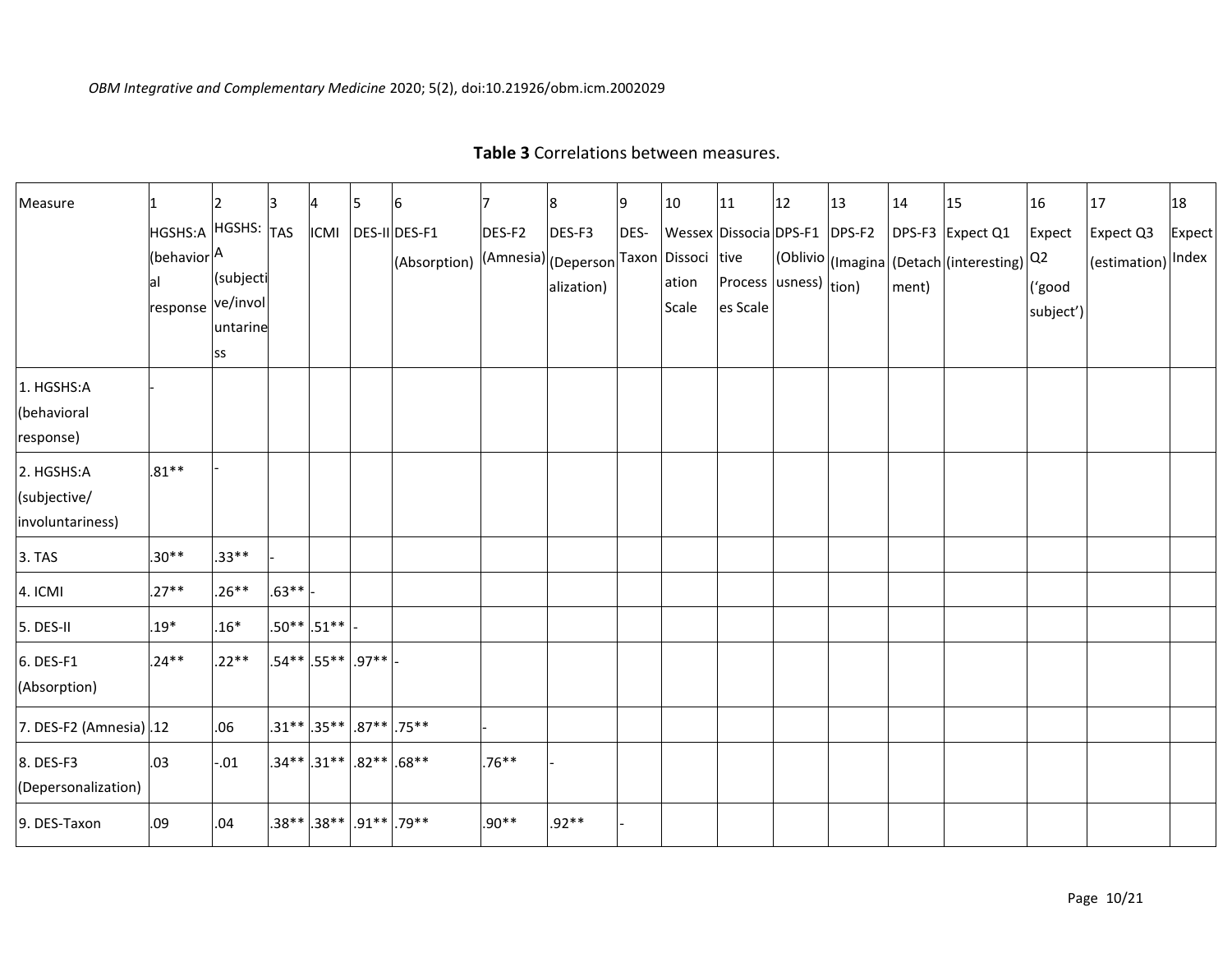**Table 3** Correlations between measures.

| Measure | 1 HGSHS:A (behavioral response | 2 HGSHS: A (subjective/involuntariness | 3 TAS | 4 ICMI | 5 DES-II | 6 DES-F1 (Absorption) | 7 DES-F2 (Amnesia) | 8 DES-F3 (Depersonalization) | 9 DES-Taxon | 10 Wessex Dissociation Scale | 11 Dissociative Processes Scale | 12 DPS-F1 (Obliviousness) | 13 DPS-F2 (Imagination) | 14 DPS-F3 (Detachment) | 15 Expect Q1 (interesting) | 16 Expect Q2 ('good subject') | 17 Expect Q3 (estimation) | 18 Expect Index |
|---|---|---|---|---|---|---|---|---|---|---|---|---|---|---|---|---|---|---|
| 1. HGSHS:A (behavioral response) | - | | | | | | | | | | | | | | | | | |
| 2. HGSHS:A (subjective/ involuntariness) | .81** | - | | | | | | | | | | | | | | | | |
| 3. TAS | .30** | .33** | - | | | | | | | | | | | | | | | |
| 4. ICMI | .27** | .26** | .63** | - | | | | | | | | | | | | | | |
| 5. DES-II | .19* | .16* | .50** | .51** | - | | | | | | | | | | | | | |
| 6. DES-F1 (Absorption) | .24** | .22** | .54** | .55** | .97** | - | | | | | | | | | | | | |
| 7. DES-F2 (Amnesia) | .12 | .06 | .31** | .35** | .87** | .75** | - | | | | | | | | | | | |
| 8. DES-F3 (Depersonalization) | .03 | -.01 | .34** | .31** | .82** | .68** | .76** | - | | | | | | | | | | |
| 9. DES-Taxon | .09 | .04 | .38** | .38** | .91** | .79** | .90** | .92** | - | | | | | | | | | |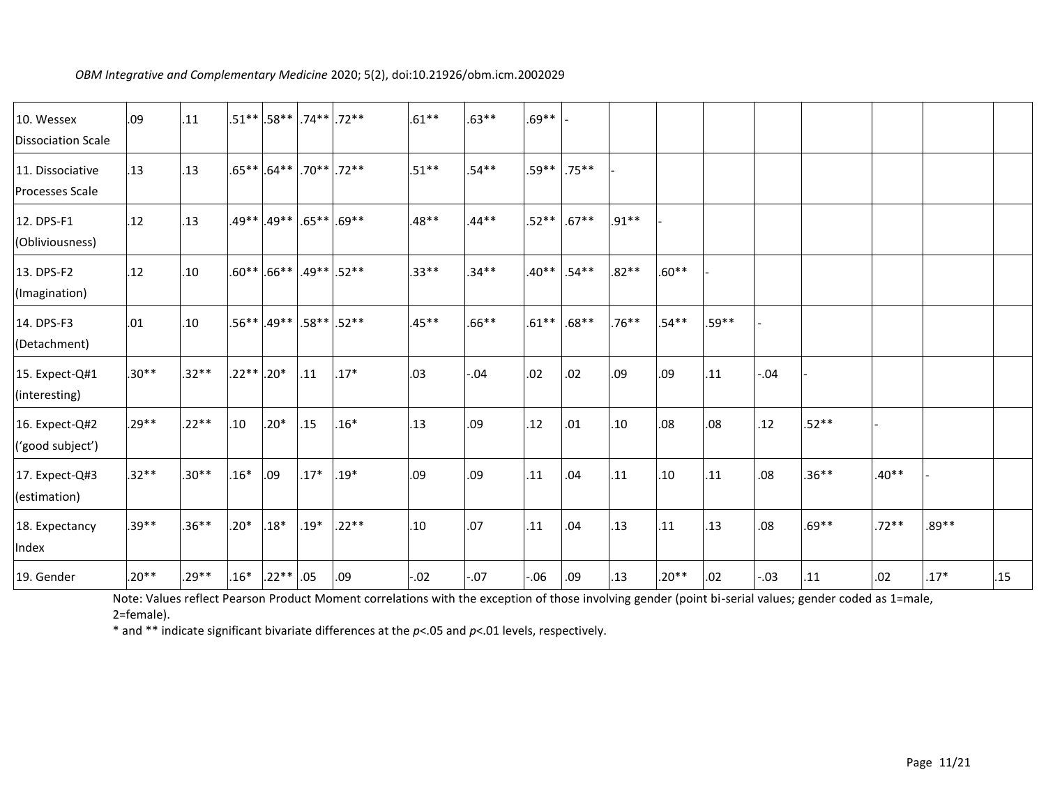| | | | | | | | | | | | | | | | | | | | |
|---|---|---|---|---|---|---|---|---|---|---|---|---|---|---|---|---|---|---|---|
| 10. Wessex Dissociation Scale | .09 | .11 | .51** | .58** | .74** | .72** | .61** | .63** | .69** | - | | | | | | | | | |
| 11. Dissociative Processes Scale | .13 | .13 | .65** | .64** | .70** | .72** | .51** | .54** | .59** | .75** | - | | | | | | | | |
| 12. DPS-F1 (Obliviousness) | .12 | .13 | .49** | .49** | .65** | .69** | .48** | .44** | .52** | .67** | .91** | - | | | | | | | |
| 13. DPS-F2 (Imagination) | .12 | .10 | .60** | .66** | .49** | .52** | .33** | .34** | .40** | .54** | .82** | .60** | - | | | | | | |
| 14. DPS-F3 (Detachment) | .01 | .10 | .56** | .49** | .58** | .52** | .45** | .66** | .61** | .68** | .76** | .54** | .59** | - | | | | | |
| 15. Expect-Q#1 (interesting) | .30** | .32** | .22** | .20* | .11 | .17* | .03 | -.04 | .02 | .02 | .09 | .09 | .11 | -.04 | - | | | | |
| 16. Expect-Q#2 ('good subject') | .29** | .22** | .10 | .20* | .15 | .16* | .13 | .09 | .12 | .01 | .10 | .08 | .08 | .12 | .52** | - | | | |
| 17. Expect-Q#3 (estimation) | .32** | .30** | .16* | .09 | .17* | .19* | .09 | .09 | .11 | .04 | .11 | .10 | .11 | .08 | .36** | .40** | - | | |
| 18. Expectancy Index | .39** | .36** | .20* | .18* | .19* | .22** | .10 | .07 | .11 | .04 | .13 | .11 | .13 | .08 | .69** | .72** | .89** | | |
| 19. Gender | .20** | .29** | .16* | .22** | .05 | .09 | -.02 | -.07 | -.06 | .09 | .13 | .20** | .02 | -.03 | .11 | .02 | .17* | .15 | |

Note: Values reflect Pearson Product Moment correlations with the exception of those involving gender (point bi-serial values; gender coded as 1=male, 2=female).

\* and ** indicate significant bivariate differences at the $p<.05$ and $p<.01$ levels, respectively.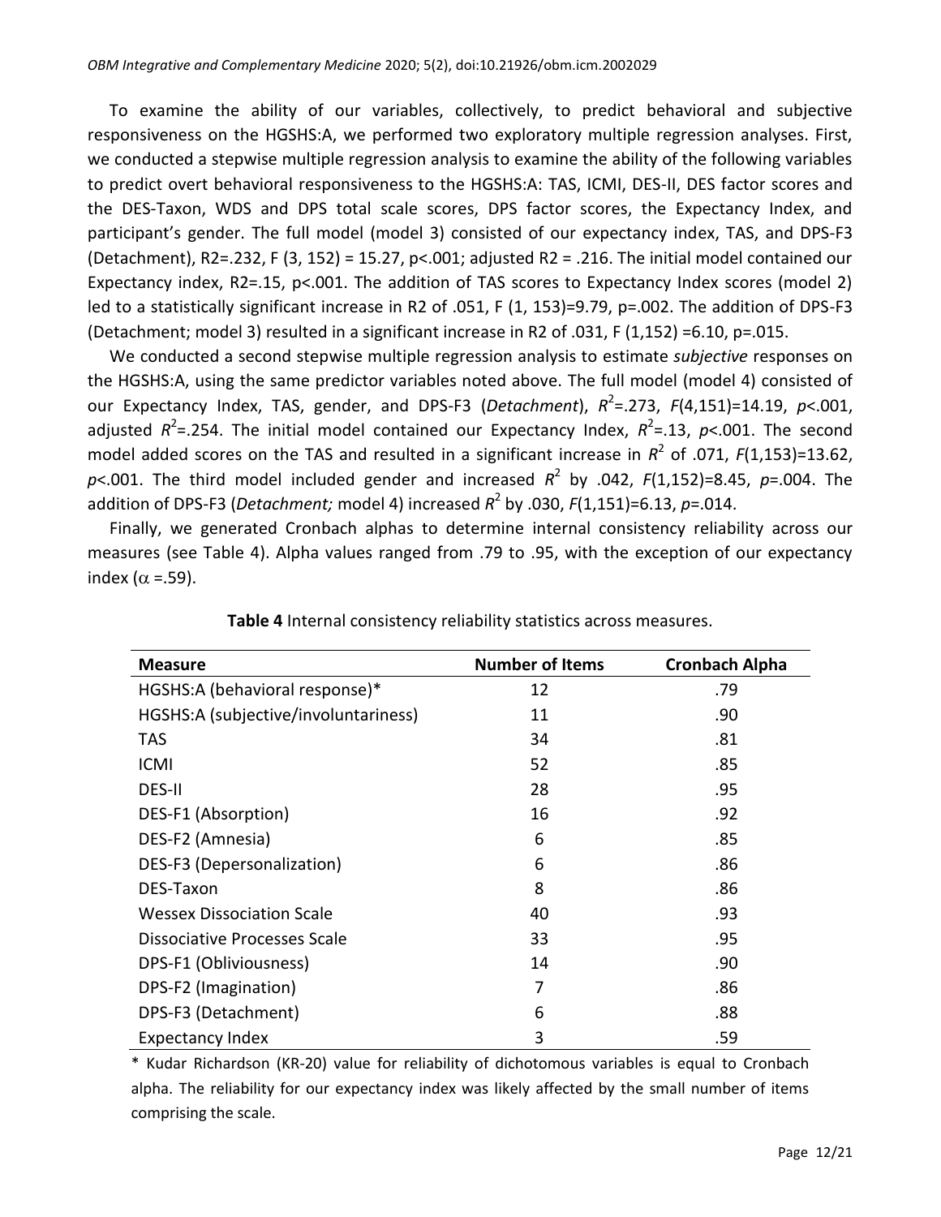To examine the ability of our variables, collectively, to predict behavioral and subjective responsiveness on the HGSHS:A, we performed two exploratory multiple regression analyses. First, we conducted a stepwise multiple regression analysis to examine the ability of the following variables to predict overt behavioral responsiveness to the HGSHS:A: TAS, ICMI, DES-II, DES factor scores and the DES-Taxon, WDS and DPS total scale scores, DPS factor scores, the Expectancy Index, and participant's gender. The full model (model 3) consisted of our expectancy index, TAS, and DPS-F3 (Detachment), $R2=.232$, $F(3, 152) = 15.27$, $p<.001$; adjusted $R2 = .216$. The initial model contained our Expectancy index, $R2=.15$, $p<.001$. The addition of TAS scores to Expectancy Index scores (model 2) led to a statistically significant increase in R2 of .051, $F(1, 153)=9.79$, $p=.002$. The addition of DPS-F3 (Detachment; model 3) resulted in a significant increase in R2 of .031, $F(1,152)=6.10$, $p=.015$.

We conducted a second stepwise multiple regression analysis to estimate *subjective* responses on the HGSHS:A, using the same predictor variables noted above. The full model (model 4) consisted of our Expectancy Index, TAS, gender, and DPS-F3 (*Detachment*), $R^2=.273$, $F(4,151)=14.19$, $p<.001$, adjusted $R^2=.254$. The initial model contained our Expectancy Index, $R^2=.13$, $p<.001$. The second model added scores on the TAS and resulted in a significant increase in $R^2$ of .071, $F(1,153)=13.62$, $p<.001$. The third model included gender and increased $R^2$ by .042, $F(1,152)=8.45$, $p=.004$. The addition of DPS-F3 (*Detachment;* model 4) increased $R^2$ by .030, $F(1,151)=6.13$, $p=.014$.

Finally, we generated Cronbach alphas to determine internal consistency reliability across our measures (see Table 4). Alpha values ranged from .79 to .95, with the exception of our expectancy index ($\alpha$ =.59).

**Table 4** Internal consistency reliability statistics across measures.

| Measure | Number of Items | Cronbach Alpha |
|---|---|---|
| HGSHS:A (behavioral response)* | 12 | .79 |
| HGSHS:A (subjective/involuntariness) | 11 | .90 |
| TAS | 34 | .81 |
| ICMI | 52 | .85 |
| DES-II | 28 | .95 |
| DES-F1 (Absorption) | 16 | .92 |
| DES-F2 (Amnesia) | 6 | .85 |
| DES-F3 (Depersonalization) | 6 | .86 |
| DES-Taxon | 8 | .86 |
| Wessex Dissociation Scale | 40 | .93 |
| Dissociative Processes Scale | 33 | .95 |
| DPS-F1 (Obliviousness) | 14 | .90 |
| DPS-F2 (Imagination) | 7 | .86 |
| DPS-F3 (Detachment) | 6 | .88 |
| Expectancy Index | 3 | .59 |

* Kudar Richardson (KR-20) value for reliability of dichotomous variables is equal to Cronbach alpha. The reliability for our expectancy index was likely affected by the small number of items comprising the scale.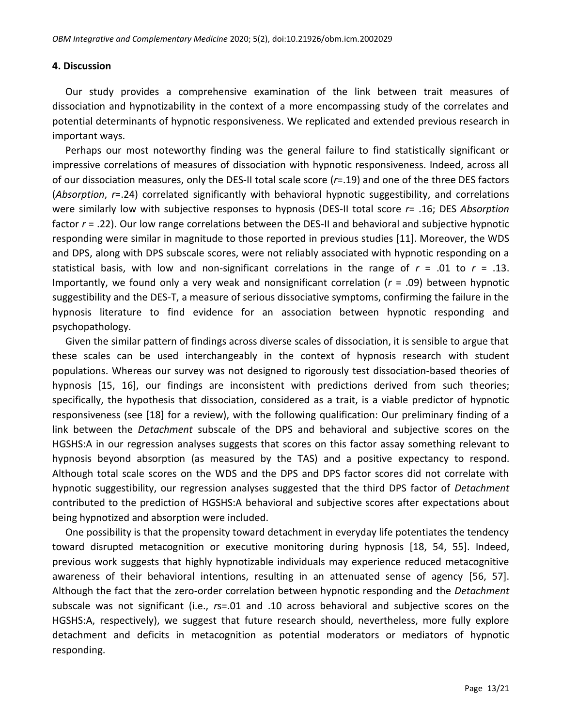## 4. Discussion

Our study provides a comprehensive examination of the link between trait measures of dissociation and hypnotizability in the context of a more encompassing study of the correlates and potential determinants of hypnotic responsiveness. We replicated and extended previous research in important ways.

Perhaps our most noteworthy finding was the general failure to find statistically significant or impressive correlations of measures of dissociation with hypnotic responsiveness. Indeed, across all of our dissociation measures, only the DES-II total scale score ($r$=.19) and one of the three DES factors (*Absorption*, $r$=.24) correlated significantly with behavioral hypnotic suggestibility, and correlations were similarly low with subjective responses to hypnosis (DES-II total score $r$= .16; DES *Absorption* factor $r$ = .22). Our low range correlations between the DES-II and behavioral and subjective hypnotic responding were similar in magnitude to those reported in previous studies [11]. Moreover, the WDS and DPS, along with DPS subscale scores, were not reliably associated with hypnotic responding on a statistical basis, with low and non-significant correlations in the range of $r$ = .01 to $r$ = .13. Importantly, we found only a very weak and nonsignificant correlation ($r$ = .09) between hypnotic suggestibility and the DES-T, a measure of serious dissociative symptoms, confirming the failure in the hypnosis literature to find evidence for an association between hypnotic responding and psychopathology.

Given the similar pattern of findings across diverse scales of dissociation, it is sensible to argue that these scales can be used interchangeably in the context of hypnosis research with student populations. Whereas our survey was not designed to rigorously test dissociation-based theories of hypnosis [15, 16], our findings are inconsistent with predictions derived from such theories; specifically, the hypothesis that dissociation, considered as a trait, is a viable predictor of hypnotic responsiveness (see [18] for a review), with the following qualification: Our preliminary finding of a link between the *Detachment* subscale of the DPS and behavioral and subjective scores on the HGSHS:A in our regression analyses suggests that scores on this factor assay something relevant to hypnosis beyond absorption (as measured by the TAS) and a positive expectancy to respond. Although total scale scores on the WDS and the DPS and DPS factor scores did not correlate with hypnotic suggestibility, our regression analyses suggested that the third DPS factor of *Detachment* contributed to the prediction of HGSHS:A behavioral and subjective scores after expectations about being hypnotized and absorption were included.

One possibility is that the propensity toward detachment in everyday life potentiates the tendency toward disrupted metacognition or executive monitoring during hypnosis [18, 54, 55]. Indeed, previous work suggests that highly hypnotizable individuals may experience reduced metacognitive awareness of their behavioral intentions, resulting in an attenuated sense of agency [56, 57]. Although the fact that the zero-order correlation between hypnotic responding and the *Detachment* subscale was not significant (i.e., $r$s=.01 and .10 across behavioral and subjective scores on the HGSHS:A, respectively), we suggest that future research should, nevertheless, more fully explore detachment and deficits in metacognition as potential moderators or mediators of hypnotic responding.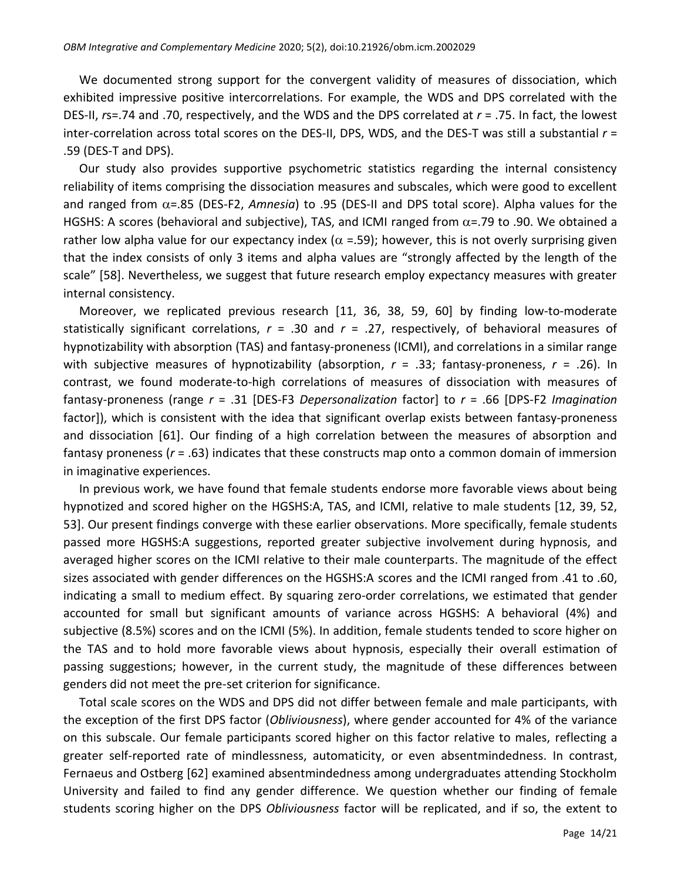We documented strong support for the convergent validity of measures of dissociation, which exhibited impressive positive intercorrelations. For example, the WDS and DPS correlated with the DES-II, *r*s=.74 and .70, respectively, and the WDS and the DPS correlated at *r* = .75. In fact, the lowest inter-correlation across total scores on the DES-II, DPS, WDS, and the DES-T was still a substantial *r* = .59 (DES-T and DPS).

Our study also provides supportive psychometric statistics regarding the internal consistency reliability of items comprising the dissociation measures and subscales, which were good to excellent and ranged from $\alpha$=.85 (DES-F2, *Amnesia*) to .95 (DES-II and DPS total score). Alpha values for the HGSHS: A scores (behavioral and subjective), TAS, and ICMI ranged from $\alpha$=.79 to .90. We obtained a rather low alpha value for our expectancy index ($\alpha$ =.59); however, this is not overly surprising given that the index consists of only 3 items and alpha values are "strongly affected by the length of the scale" [58]. Nevertheless, we suggest that future research employ expectancy measures with greater internal consistency.

Moreover, we replicated previous research [11, 36, 38, 59, 60] by finding low-to-moderate statistically significant correlations, *r* = .30 and *r* = .27, respectively, of behavioral measures of hypnotizability with absorption (TAS) and fantasy-proneness (ICMI), and correlations in a similar range with subjective measures of hypnotizability (absorption, *r* = .33; fantasy-proneness, *r* = .26). In contrast, we found moderate-to-high correlations of measures of dissociation with measures of fantasy-proneness (range *r* = .31 [DES-F3 *Depersonalization* factor] to *r* = .66 [DPS-F2 *Imagination* factor]), which is consistent with the idea that significant overlap exists between fantasy-proneness and dissociation [61]. Our finding of a high correlation between the measures of absorption and fantasy proneness (*r* = .63) indicates that these constructs map onto a common domain of immersion in imaginative experiences.

In previous work, we have found that female students endorse more favorable views about being hypnotized and scored higher on the HGSHS:A, TAS, and ICMI, relative to male students [12, 39, 52, 53]. Our present findings converge with these earlier observations. More specifically, female students passed more HGSHS:A suggestions, reported greater subjective involvement during hypnosis, and averaged higher scores on the ICMI relative to their male counterparts. The magnitude of the effect sizes associated with gender differences on the HGSHS:A scores and the ICMI ranged from .41 to .60, indicating a small to medium effect. By squaring zero-order correlations, we estimated that gender accounted for small but significant amounts of variance across HGSHS: A behavioral (4%) and subjective (8.5%) scores and on the ICMI (5%). In addition, female students tended to score higher on the TAS and to hold more favorable views about hypnosis, especially their overall estimation of passing suggestions; however, in the current study, the magnitude of these differences between genders did not meet the pre-set criterion for significance.

Total scale scores on the WDS and DPS did not differ between female and male participants, with the exception of the first DPS factor (*Obliviousness*), where gender accounted for 4% of the variance on this subscale. Our female participants scored higher on this factor relative to males, reflecting a greater self-reported rate of mindlessness, automaticity, or even absentmindedness. In contrast, Fernaeus and Ostberg [62] examined absentmindedness among undergraduates attending Stockholm University and failed to find any gender difference. We question whether our finding of female students scoring higher on the DPS *Obliviousness* factor will be replicated, and if so, the extent to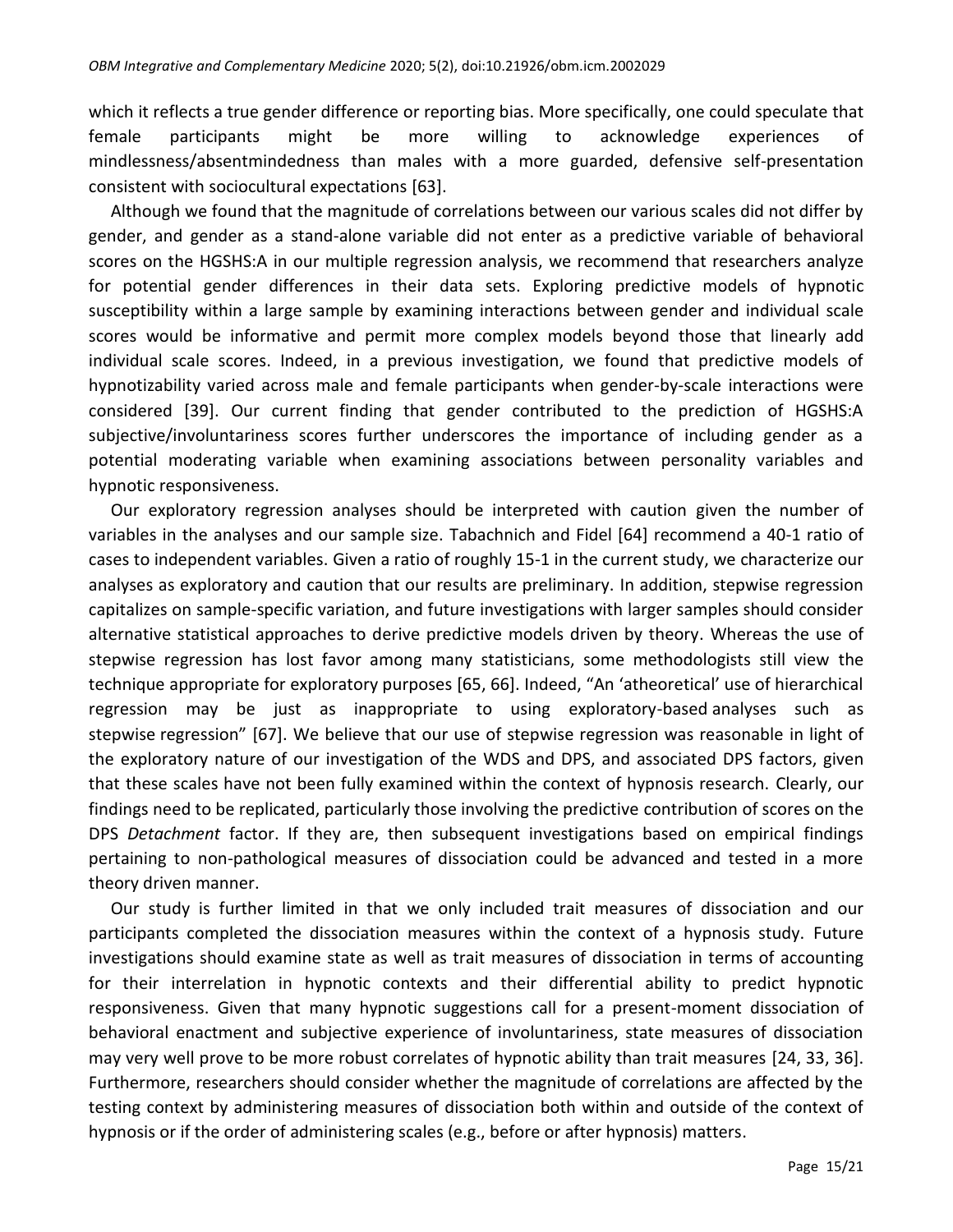which it reflects a true gender difference or reporting bias. More specifically, one could speculate that female participants might be more willing to acknowledge experiences of mindlessness/absentmindedness than males with a more guarded, defensive self-presentation consistent with sociocultural expectations [63].

Although we found that the magnitude of correlations between our various scales did not differ by gender, and gender as a stand-alone variable did not enter as a predictive variable of behavioral scores on the HGSHS:A in our multiple regression analysis, we recommend that researchers analyze for potential gender differences in their data sets. Exploring predictive models of hypnotic susceptibility within a large sample by examining interactions between gender and individual scale scores would be informative and permit more complex models beyond those that linearly add individual scale scores. Indeed, in a previous investigation, we found that predictive models of hypnotizability varied across male and female participants when gender-by-scale interactions were considered [39]. Our current finding that gender contributed to the prediction of HGSHS:A subjective/involuntariness scores further underscores the importance of including gender as a potential moderating variable when examining associations between personality variables and hypnotic responsiveness.

Our exploratory regression analyses should be interpreted with caution given the number of variables in the analyses and our sample size. Tabachnich and Fidel [64] recommend a 40-1 ratio of cases to independent variables. Given a ratio of roughly 15-1 in the current study, we characterize our analyses as exploratory and caution that our results are preliminary. In addition, stepwise regression capitalizes on sample-specific variation, and future investigations with larger samples should consider alternative statistical approaches to derive predictive models driven by theory. Whereas the use of stepwise regression has lost favor among many statisticians, some methodologists still view the technique appropriate for exploratory purposes [65, 66]. Indeed, "An 'atheoretical' use of hierarchical regression may be just as inappropriate to using exploratory-based analyses such as stepwise regression" [67]. We believe that our use of stepwise regression was reasonable in light of the exploratory nature of our investigation of the WDS and DPS, and associated DPS factors, given that these scales have not been fully examined within the context of hypnosis research. Clearly, our findings need to be replicated, particularly those involving the predictive contribution of scores on the DPS *Detachment* factor. If they are, then subsequent investigations based on empirical findings pertaining to non-pathological measures of dissociation could be advanced and tested in a more theory driven manner.

Our study is further limited in that we only included trait measures of dissociation and our participants completed the dissociation measures within the context of a hypnosis study. Future investigations should examine state as well as trait measures of dissociation in terms of accounting for their interrelation in hypnotic contexts and their differential ability to predict hypnotic responsiveness. Given that many hypnotic suggestions call for a present-moment dissociation of behavioral enactment and subjective experience of involuntariness, state measures of dissociation may very well prove to be more robust correlates of hypnotic ability than trait measures [24, 33, 36]. Furthermore, researchers should consider whether the magnitude of correlations are affected by the testing context by administering measures of dissociation both within and outside of the context of hypnosis or if the order of administering scales (e.g., before or after hypnosis) matters.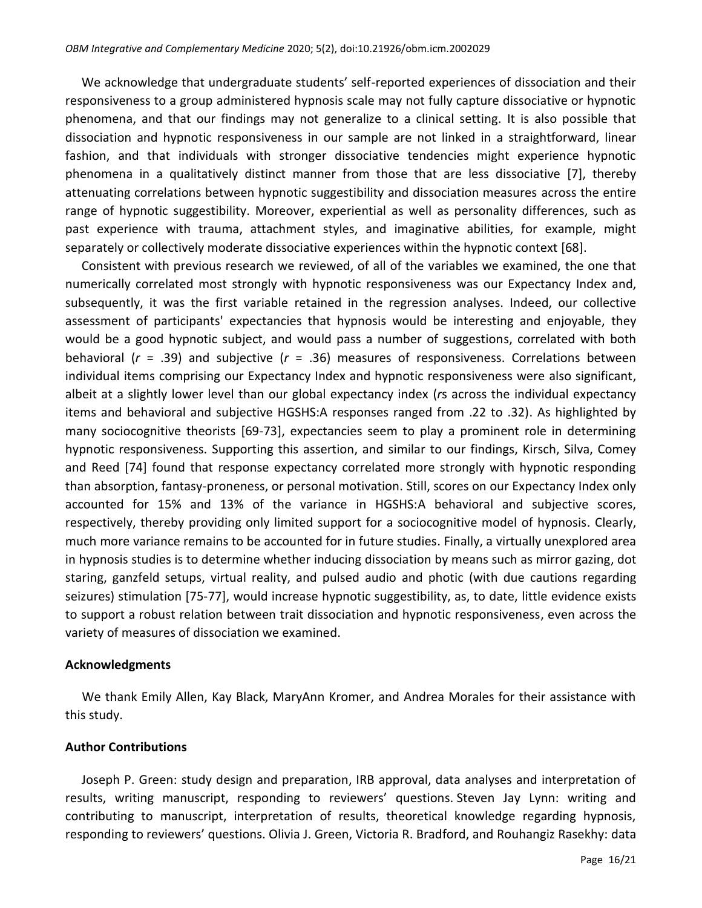We acknowledge that undergraduate students' self-reported experiences of dissociation and their responsiveness to a group administered hypnosis scale may not fully capture dissociative or hypnotic phenomena, and that our findings may not generalize to a clinical setting. It is also possible that dissociation and hypnotic responsiveness in our sample are not linked in a straightforward, linear fashion, and that individuals with stronger dissociative tendencies might experience hypnotic phenomena in a qualitatively distinct manner from those that are less dissociative [7], thereby attenuating correlations between hypnotic suggestibility and dissociation measures across the entire range of hypnotic suggestibility. Moreover, experiential as well as personality differences, such as past experience with trauma, attachment styles, and imaginative abilities, for example, might separately or collectively moderate dissociative experiences within the hypnotic context [68].

Consistent with previous research we reviewed, of all of the variables we examined, the one that numerically correlated most strongly with hypnotic responsiveness was our Expectancy Index and, subsequently, it was the first variable retained in the regression analyses. Indeed, our collective assessment of participants' expectancies that hypnosis would be interesting and enjoyable, they would be a good hypnotic subject, and would pass a number of suggestions, correlated with both behavioral ($r$ = .39) and subjective ($r$ = .36) measures of responsiveness. Correlations between individual items comprising our Expectancy Index and hypnotic responsiveness were also significant, albeit at a slightly lower level than our global expectancy index ($r$s across the individual expectancy items and behavioral and subjective HGSHS:A responses ranged from .22 to .32). As highlighted by many sociocognitive theorists [69-73], expectancies seem to play a prominent role in determining hypnotic responsiveness. Supporting this assertion, and similar to our findings, Kirsch, Silva, Comey and Reed [74] found that response expectancy correlated more strongly with hypnotic responding than absorption, fantasy-proneness, or personal motivation. Still, scores on our Expectancy Index only accounted for 15% and 13% of the variance in HGSHS:A behavioral and subjective scores, respectively, thereby providing only limited support for a sociocognitive model of hypnosis. Clearly, much more variance remains to be accounted for in future studies. Finally, a virtually unexplored area in hypnosis studies is to determine whether inducing dissociation by means such as mirror gazing, dot staring, ganzfeld setups, virtual reality, and pulsed audio and photic (with due cautions regarding seizures) stimulation [75-77], would increase hypnotic suggestibility, as, to date, little evidence exists to support a robust relation between trait dissociation and hypnotic responsiveness, even across the variety of measures of dissociation we examined.

## Acknowledgments

We thank Emily Allen, Kay Black, MaryAnn Kromer, and Andrea Morales for their assistance with this study.

## Author Contributions

Joseph P. Green: study design and preparation, IRB approval, data analyses and interpretation of results, writing manuscript, responding to reviewers' questions. Steven Jay Lynn: writing and contributing to manuscript, interpretation of results, theoretical knowledge regarding hypnosis, responding to reviewers' questions. Olivia J. Green, Victoria R. Bradford, and Rouhangiz Rasekhy: data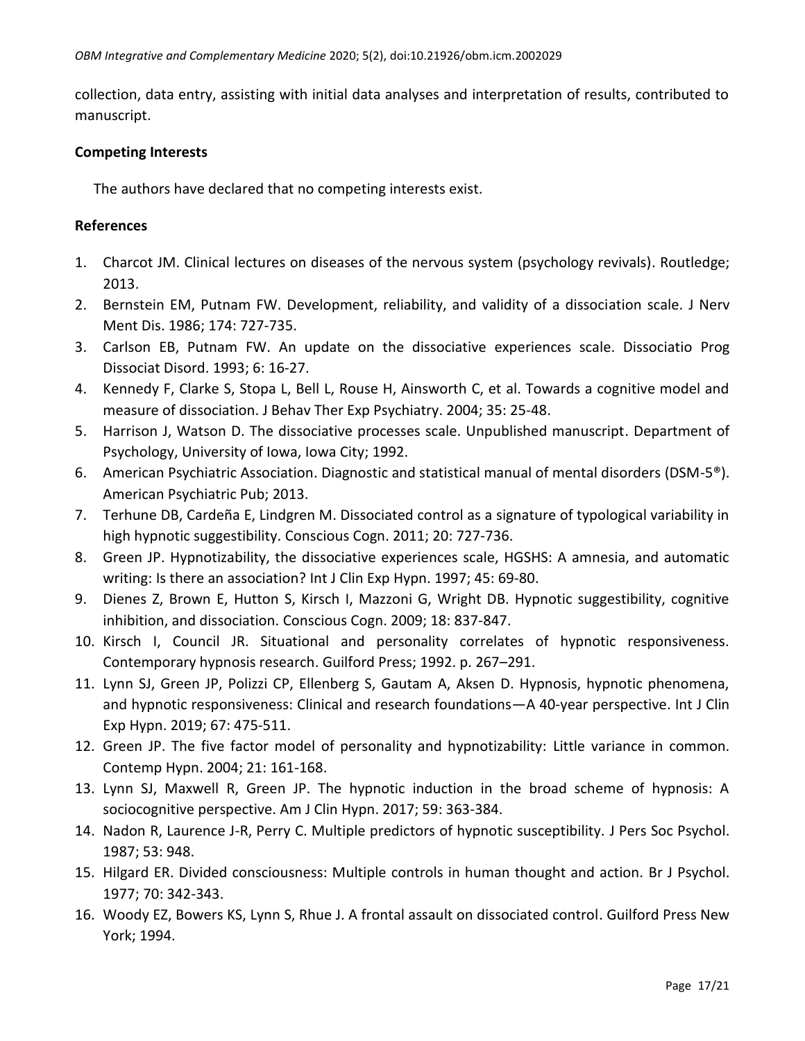collection, data entry, assisting with initial data analyses and interpretation of results, contributed to manuscript.

**Competing Interests**

The authors have declared that no competing interests exist.

**References**

1. Charcot JM. Clinical lectures on diseases of the nervous system (psychology revivals). Routledge; 2013.
2. Bernstein EM, Putnam FW. Development, reliability, and validity of a dissociation scale. J Nerv Ment Dis. 1986; 174: 727-735.
3. Carlson EB, Putnam FW. An update on the dissociative experiences scale. Dissociatio Prog Dissociat Disord. 1993; 6: 16-27.
4. Kennedy F, Clarke S, Stopa L, Bell L, Rouse H, Ainsworth C, et al. Towards a cognitive model and measure of dissociation. J Behav Ther Exp Psychiatry. 2004; 35: 25-48.
5. Harrison J, Watson D. The dissociative processes scale. Unpublished manuscript. Department of Psychology, University of Iowa, Iowa City; 1992.
6. American Psychiatric Association. Diagnostic and statistical manual of mental disorders (DSM-5®). American Psychiatric Pub; 2013.
7. Terhune DB, Cardeña E, Lindgren M. Dissociated control as a signature of typological variability in high hypnotic suggestibility. Conscious Cogn. 2011; 20: 727-736.
8. Green JP. Hypnotizability, the dissociative experiences scale, HGSHS: A amnesia, and automatic writing: Is there an association? Int J Clin Exp Hypn. 1997; 45: 69-80.
9. Dienes Z, Brown E, Hutton S, Kirsch I, Mazzoni G, Wright DB. Hypnotic suggestibility, cognitive inhibition, and dissociation. Conscious Cogn. 2009; 18: 837-847.
10. Kirsch I, Council JR. Situational and personality correlates of hypnotic responsiveness. Contemporary hypnosis research. Guilford Press; 1992. p. 267–291.
11. Lynn SJ, Green JP, Polizzi CP, Ellenberg S, Gautam A, Aksen D. Hypnosis, hypnotic phenomena, and hypnotic responsiveness: Clinical and research foundations—A 40-year perspective. Int J Clin Exp Hypn. 2019; 67: 475-511.
12. Green JP. The five factor model of personality and hypnotizability: Little variance in common. Contemp Hypn. 2004; 21: 161-168.
13. Lynn SJ, Maxwell R, Green JP. The hypnotic induction in the broad scheme of hypnosis: A sociocognitive perspective. Am J Clin Hypn. 2017; 59: 363-384.
14. Nadon R, Laurence J-R, Perry C. Multiple predictors of hypnotic susceptibility. J Pers Soc Psychol. 1987; 53: 948.
15. Hilgard ER. Divided consciousness: Multiple controls in human thought and action. Br J Psychol. 1977; 70: 342-343.
16. Woody EZ, Bowers KS, Lynn S, Rhue J. A frontal assault on dissociated control. Guilford Press New York; 1994.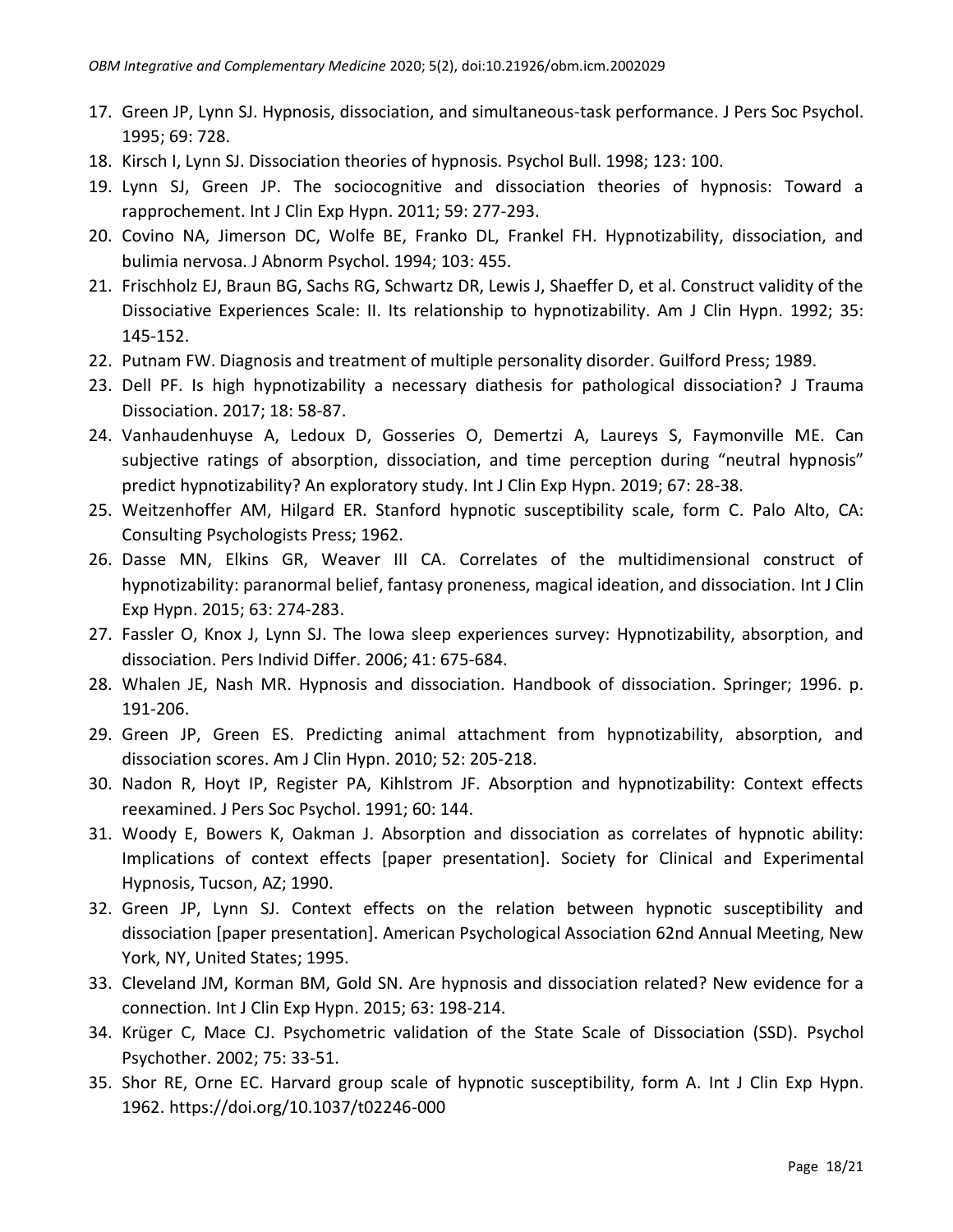17. Green JP, Lynn SJ. Hypnosis, dissociation, and simultaneous-task performance. J Pers Soc Psychol. 1995; 69: 728.
18. Kirsch I, Lynn SJ. Dissociation theories of hypnosis. Psychol Bull. 1998; 123: 100.
19. Lynn SJ, Green JP. The sociocognitive and dissociation theories of hypnosis: Toward a rapprochement. Int J Clin Exp Hypn. 2011; 59: 277-293.
20. Covino NA, Jimerson DC, Wolfe BE, Franko DL, Frankel FH. Hypnotizability, dissociation, and bulimia nervosa. J Abnorm Psychol. 1994; 103: 455.
21. Frischholz EJ, Braun BG, Sachs RG, Schwartz DR, Lewis J, Shaeffer D, et al. Construct validity of the Dissociative Experiences Scale: II. Its relationship to hypnotizability. Am J Clin Hypn. 1992; 35: 145-152.
22. Putnam FW. Diagnosis and treatment of multiple personality disorder. Guilford Press; 1989.
23. Dell PF. Is high hypnotizability a necessary diathesis for pathological dissociation? J Trauma Dissociation. 2017; 18: 58-87.
24. Vanhaudenhuyse A, Ledoux D, Gosseries O, Demertzi A, Laureys S, Faymonville ME. Can subjective ratings of absorption, dissociation, and time perception during "neutral hypnosis" predict hypnotizability? An exploratory study. Int J Clin Exp Hypn. 2019; 67: 28-38.
25. Weitzenhoffer AM, Hilgard ER. Stanford hypnotic susceptibility scale, form C. Palo Alto, CA: Consulting Psychologists Press; 1962.
26. Dasse MN, Elkins GR, Weaver III CA. Correlates of the multidimensional construct of hypnotizability: paranormal belief, fantasy proneness, magical ideation, and dissociation. Int J Clin Exp Hypn. 2015; 63: 274-283.
27. Fassler O, Knox J, Lynn SJ. The Iowa sleep experiences survey: Hypnotizability, absorption, and dissociation. Pers Individ Differ. 2006; 41: 675-684.
28. Whalen JE, Nash MR. Hypnosis and dissociation. Handbook of dissociation. Springer; 1996. p. 191-206.
29. Green JP, Green ES. Predicting animal attachment from hypnotizability, absorption, and dissociation scores. Am J Clin Hypn. 2010; 52: 205-218.
30. Nadon R, Hoyt IP, Register PA, Kihlstrom JF. Absorption and hypnotizability: Context effects reexamined. J Pers Soc Psychol. 1991; 60: 144.
31. Woody E, Bowers K, Oakman J. Absorption and dissociation as correlates of hypnotic ability: Implications of context effects [paper presentation]. Society for Clinical and Experimental Hypnosis, Tucson, AZ; 1990.
32. Green JP, Lynn SJ. Context effects on the relation between hypnotic susceptibility and dissociation [paper presentation]. American Psychological Association 62nd Annual Meeting, New York, NY, United States; 1995.
33. Cleveland JM, Korman BM, Gold SN. Are hypnosis and dissociation related? New evidence for a connection. Int J Clin Exp Hypn. 2015; 63: 198-214.
34. Krüger C, Mace CJ. Psychometric validation of the State Scale of Dissociation (SSD). Psychol Psychother. 2002; 75: 33-51.
35. Shor RE, Orne EC. Harvard group scale of hypnotic susceptibility, form A. Int J Clin Exp Hypn. 1962. https://doi.org/10.1037/t02246-000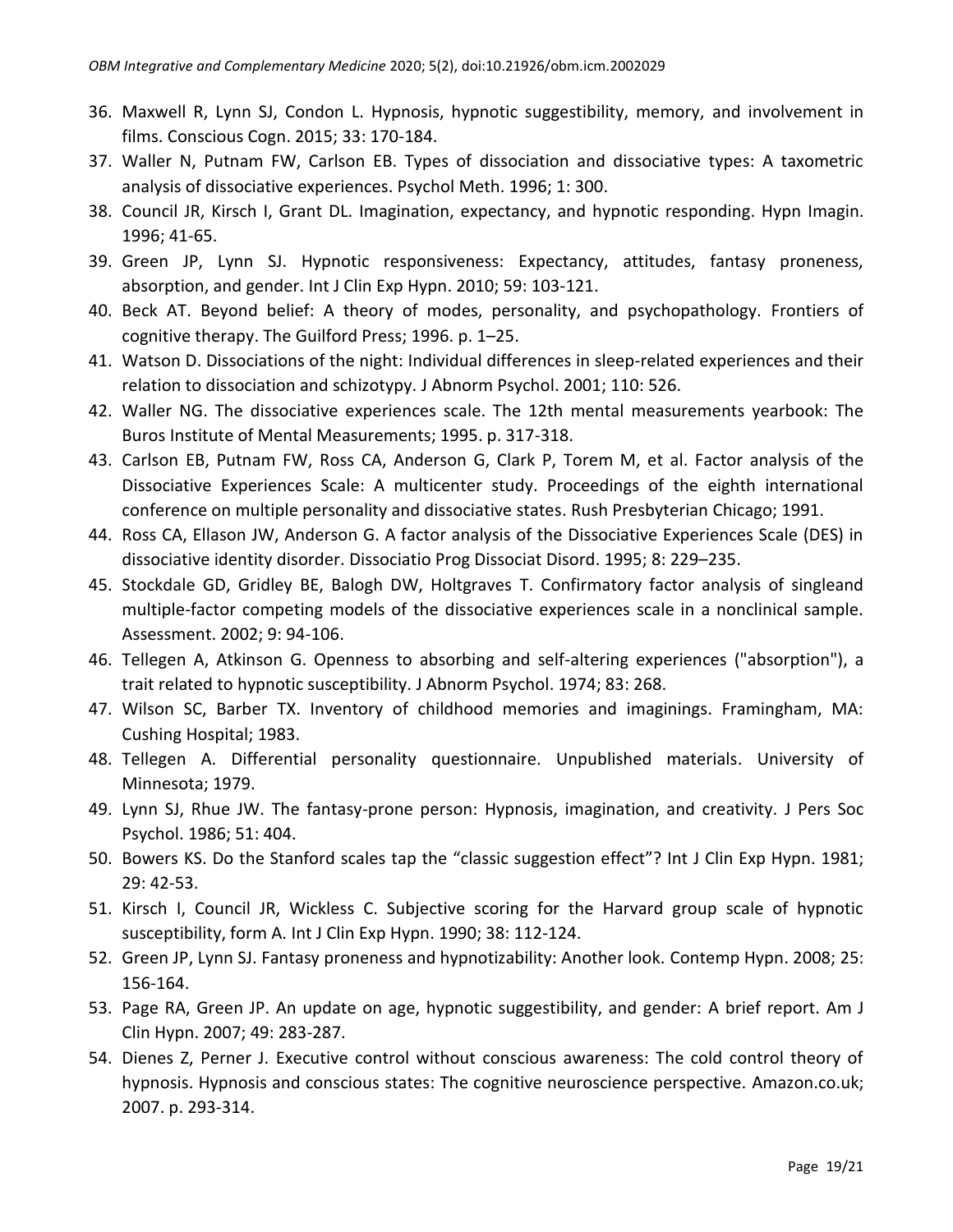36. Maxwell R, Lynn SJ, Condon L. Hypnosis, hypnotic suggestibility, memory, and involvement in films. Conscious Cogn. 2015; 33: 170-184.
37. Waller N, Putnam FW, Carlson EB. Types of dissociation and dissociative types: A taxometric analysis of dissociative experiences. Psychol Meth. 1996; 1: 300.
38. Council JR, Kirsch I, Grant DL. Imagination, expectancy, and hypnotic responding. Hypn Imagin. 1996; 41-65.
39. Green JP, Lynn SJ. Hypnotic responsiveness: Expectancy, attitudes, fantasy proneness, absorption, and gender. Int J Clin Exp Hypn. 2010; 59: 103-121.
40. Beck AT. Beyond belief: A theory of modes, personality, and psychopathology. Frontiers of cognitive therapy. The Guilford Press; 1996. p. 1–25.
41. Watson D. Dissociations of the night: Individual differences in sleep-related experiences and their relation to dissociation and schizotypy. J Abnorm Psychol. 2001; 110: 526.
42. Waller NG. The dissociative experiences scale. The 12th mental measurements yearbook: The Buros Institute of Mental Measurements; 1995. p. 317-318.
43. Carlson EB, Putnam FW, Ross CA, Anderson G, Clark P, Torem M, et al. Factor analysis of the Dissociative Experiences Scale: A multicenter study. Proceedings of the eighth international conference on multiple personality and dissociative states. Rush Presbyterian Chicago; 1991.
44. Ross CA, Ellason JW, Anderson G. A factor analysis of the Dissociative Experiences Scale (DES) in dissociative identity disorder. Dissociatio Prog Dissociat Disord. 1995; 8: 229–235.
45. Stockdale GD, Gridley BE, Balogh DW, Holtgraves T. Confirmatory factor analysis of singleand multiple-factor competing models of the dissociative experiences scale in a nonclinical sample. Assessment. 2002; 9: 94-106.
46. Tellegen A, Atkinson G. Openness to absorbing and self-altering experiences ("absorption"), a trait related to hypnotic susceptibility. J Abnorm Psychol. 1974; 83: 268.
47. Wilson SC, Barber TX. Inventory of childhood memories and imaginings. Framingham, MA: Cushing Hospital; 1983.
48. Tellegen A. Differential personality questionnaire. Unpublished materials. University of Minnesota; 1979.
49. Lynn SJ, Rhue JW. The fantasy-prone person: Hypnosis, imagination, and creativity. J Pers Soc Psychol. 1986; 51: 404.
50. Bowers KS. Do the Stanford scales tap the "classic suggestion effect"? Int J Clin Exp Hypn. 1981; 29: 42-53.
51. Kirsch I, Council JR, Wickless C. Subjective scoring for the Harvard group scale of hypnotic susceptibility, form A. Int J Clin Exp Hypn. 1990; 38: 112-124.
52. Green JP, Lynn SJ. Fantasy proneness and hypnotizability: Another look. Contemp Hypn. 2008; 25: 156-164.
53. Page RA, Green JP. An update on age, hypnotic suggestibility, and gender: A brief report. Am J Clin Hypn. 2007; 49: 283-287.
54. Dienes Z, Perner J. Executive control without conscious awareness: The cold control theory of hypnosis. Hypnosis and conscious states: The cognitive neuroscience perspective. Amazon.co.uk; 2007. p. 293-314.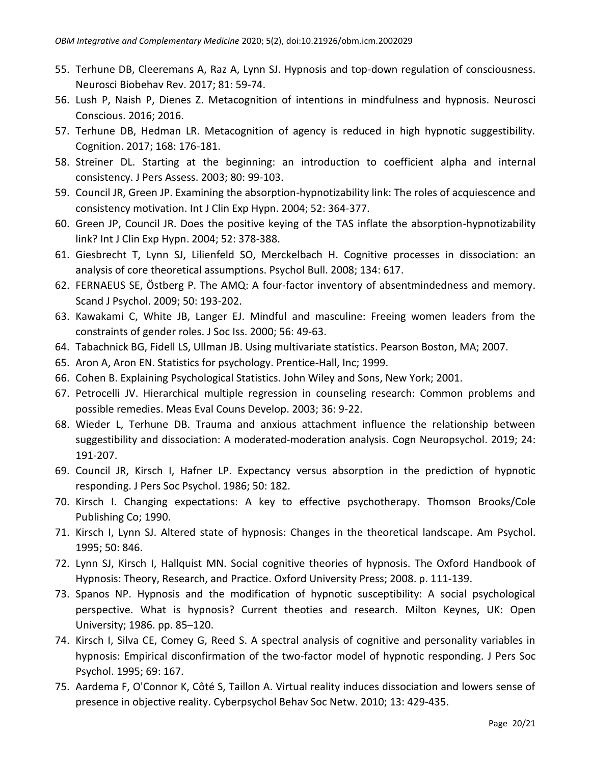55. Terhune DB, Cleeremans A, Raz A, Lynn SJ. Hypnosis and top-down regulation of consciousness. Neurosci Biobehav Rev. 2017; 81: 59-74.
56. Lush P, Naish P, Dienes Z. Metacognition of intentions in mindfulness and hypnosis. Neurosci Conscious. 2016; 2016.
57. Terhune DB, Hedman LR. Metacognition of agency is reduced in high hypnotic suggestibility. Cognition. 2017; 168: 176-181.
58. Streiner DL. Starting at the beginning: an introduction to coefficient alpha and internal consistency. J Pers Assess. 2003; 80: 99-103.
59. Council JR, Green JP. Examining the absorption-hypnotizability link: The roles of acquiescence and consistency motivation. Int J Clin Exp Hypn. 2004; 52: 364-377.
60. Green JP, Council JR. Does the positive keying of the TAS inflate the absorption-hypnotizability link? Int J Clin Exp Hypn. 2004; 52: 378-388.
61. Giesbrecht T, Lynn SJ, Lilienfeld SO, Merckelbach H. Cognitive processes in dissociation: an analysis of core theoretical assumptions. Psychol Bull. 2008; 134: 617.
62. FERNAEUS SE, Östberg P. The AMQ: A four-factor inventory of absentmindedness and memory. Scand J Psychol. 2009; 50: 193-202.
63. Kawakami C, White JB, Langer EJ. Mindful and masculine: Freeing women leaders from the constraints of gender roles. J Soc Iss. 2000; 56: 49-63.
64. Tabachnick BG, Fidell LS, Ullman JB. Using multivariate statistics. Pearson Boston, MA; 2007.
65. Aron A, Aron EN. Statistics for psychology. Prentice-Hall, Inc; 1999.
66. Cohen B. Explaining Psychological Statistics. John Wiley and Sons, New York; 2001.
67. Petrocelli JV. Hierarchical multiple regression in counseling research: Common problems and possible remedies. Meas Eval Couns Develop. 2003; 36: 9-22.
68. Wieder L, Terhune DB. Trauma and anxious attachment influence the relationship between suggestibility and dissociation: A moderated-moderation analysis. Cogn Neuropsychol. 2019; 24: 191-207.
69. Council JR, Kirsch I, Hafner LP. Expectancy versus absorption in the prediction of hypnotic responding. J Pers Soc Psychol. 1986; 50: 182.
70. Kirsch I. Changing expectations: A key to effective psychotherapy. Thomson Brooks/Cole Publishing Co; 1990.
71. Kirsch I, Lynn SJ. Altered state of hypnosis: Changes in the theoretical landscape. Am Psychol. 1995; 50: 846.
72. Lynn SJ, Kirsch I, Hallquist MN. Social cognitive theories of hypnosis. The Oxford Handbook of Hypnosis: Theory, Research, and Practice. Oxford University Press; 2008. p. 111-139.
73. Spanos NP. Hypnosis and the modification of hypnotic susceptibility: A social psychological perspective. What is hypnosis? Current theoties and research. Milton Keynes, UK: Open University; 1986. pp. 85–120.
74. Kirsch I, Silva CE, Comey G, Reed S. A spectral analysis of cognitive and personality variables in hypnosis: Empirical disconfirmation of the two-factor model of hypnotic responding. J Pers Soc Psychol. 1995; 69: 167.
75. Aardema F, O'Connor K, Côté S, Taillon A. Virtual reality induces dissociation and lowers sense of presence in objective reality. Cyberpsychol Behav Soc Netw. 2010; 13: 429-435.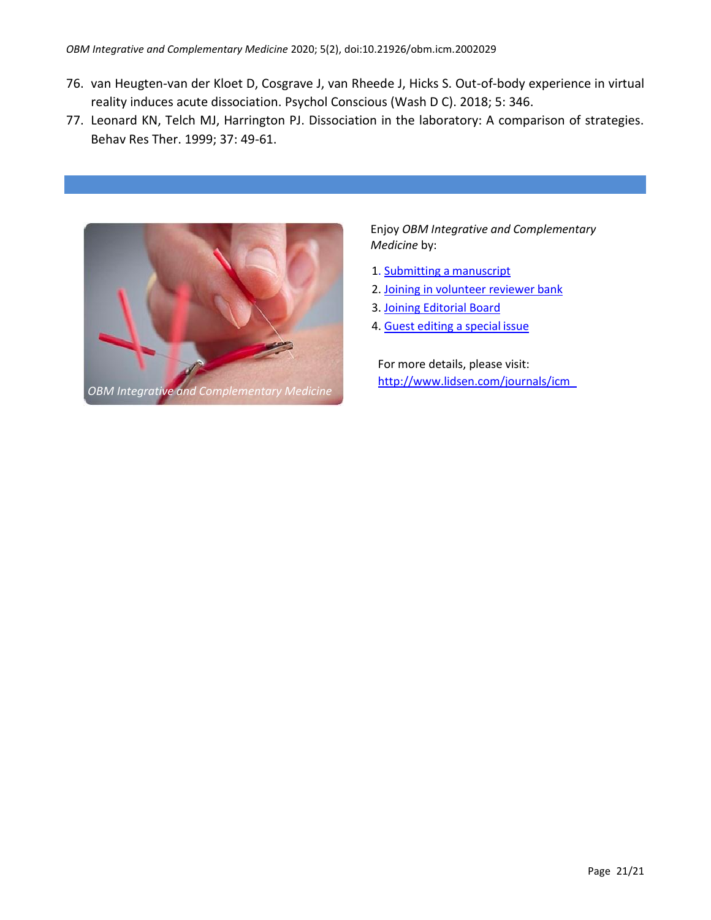76. van Heugten-van der Kloet D, Cosgrave J, van Rheede J, Hicks S. Out-of-body experience in virtual reality induces acute dissociation. Psychol Conscious (Wash D C). 2018; 5: 346.
77. Leonard KN, Telch MJ, Harrington PJ. Dissociation in the laboratory: A comparison of strategies. Behav Res Ther. 1999; 37: 49-61.

Enjoy *OBM Integrative and Complementary Medicine* by:

1. Submitting a manuscript
2. Joining in volunteer reviewer bank
3. Joining Editorial Board
4. Guest editing a special issue

For more details, please visit:
http://www.lidsen.com/journals/icm